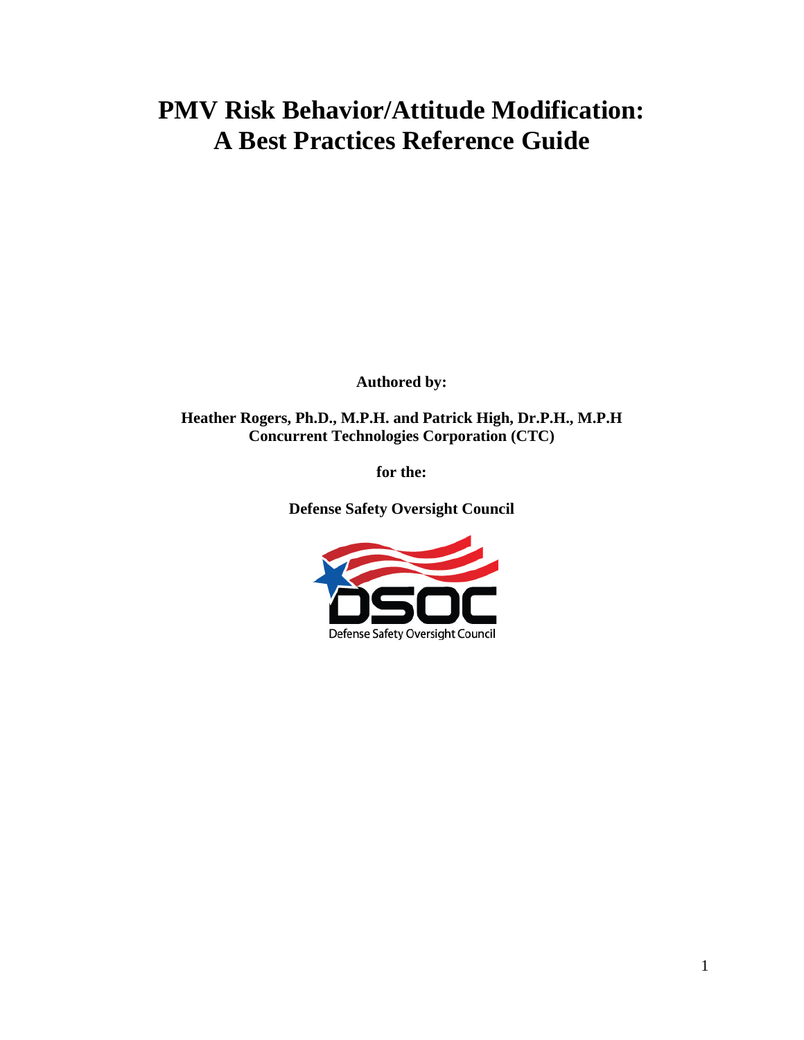# PMV Risk Behavior/Attitude Modification: A Best Practices Reference Guide

**Authored by:**

**Heather Rogers, Ph.D., M.P.H. and Patrick High, Dr.P.H., M.P.H**
**Concurrent Technologies Corporation (CTC)**

**for the:**

**Defense Safety Oversight Council**

DSOC

Defense Safety Oversight Council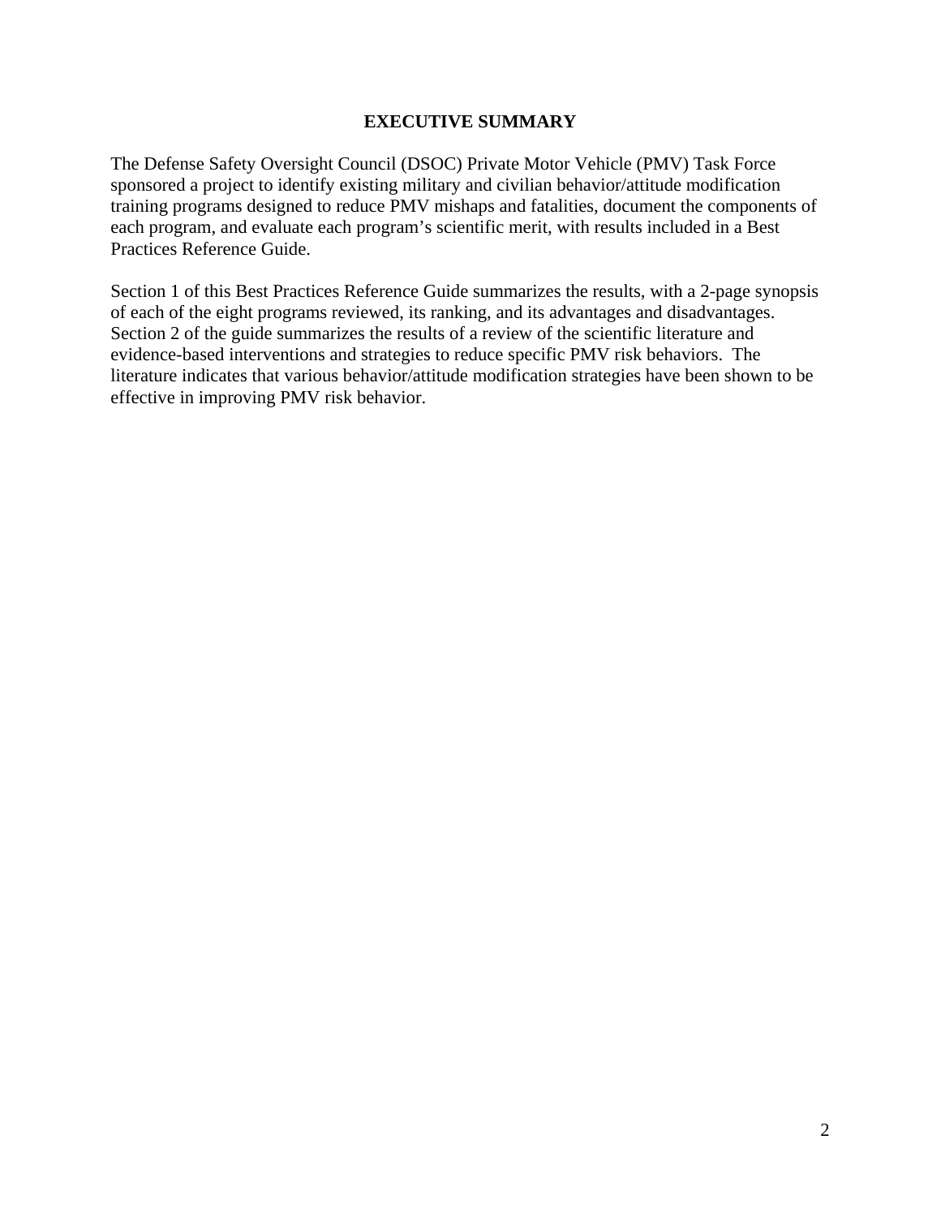# EXECUTIVE SUMMARY

The Defense Safety Oversight Council (DSOC) Private Motor Vehicle (PMV) Task Force sponsored a project to identify existing military and civilian behavior/attitude modification training programs designed to reduce PMV mishaps and fatalities, document the components of each program, and evaluate each program's scientific merit, with results included in a Best Practices Reference Guide.

Section 1 of this Best Practices Reference Guide summarizes the results, with a 2-page synopsis of each of the eight programs reviewed, its ranking, and its advantages and disadvantages. Section 2 of the guide summarizes the results of a review of the scientific literature and evidence-based interventions and strategies to reduce specific PMV risk behaviors. The literature indicates that various behavior/attitude modification strategies have been shown to be effective in improving PMV risk behavior.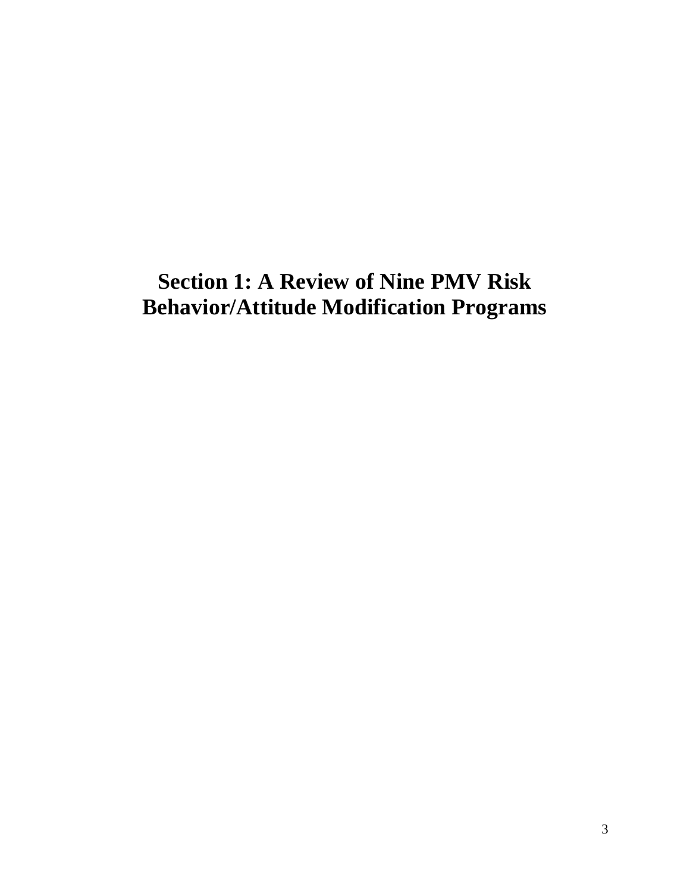# Section 1: A Review of Nine PMV Risk Behavior/Attitude Modification Programs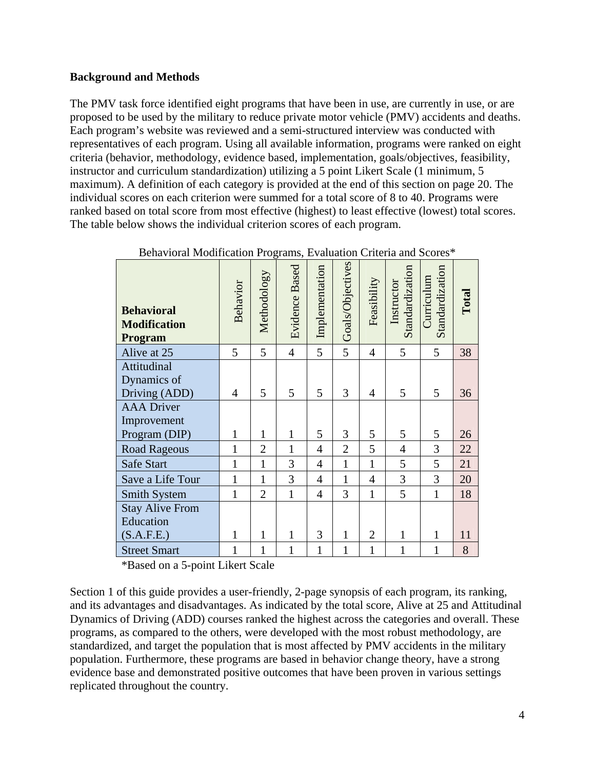**Background and Methods**

The PMV task force identified eight programs that have been in use, are currently in use, or are proposed to be used by the military to reduce private motor vehicle (PMV) accidents and deaths. Each program's website was reviewed and a semi-structured interview was conducted with representatives of each program. Using all available information, programs were ranked on eight criteria (behavior, methodology, evidence based, implementation, goals/objectives, feasibility, instructor and curriculum standardization) utilizing a 5 point Likert Scale (1 minimum, 5 maximum). A definition of each category is provided at the end of this section on page 20. The individual scores on each criterion were summed for a total score of 8 to 40. Programs were ranked based on total score from most effective (highest) to least effective (lowest) total scores. The table below shows the individual criterion scores of each program.

Behavioral Modification Programs, Evaluation Criteria and Scores*

| Behavioral Modification Program | Behavior | Methodology | Evidence Based | Implementation | Goals/Objectives | Feasibility | Instructor Standardization | Curriculum Standardization | Total |
|---|---|---|---|---|---|---|---|---|---|
| Alive at 25 | 5 | 5 | 4 | 5 | 5 | 4 | 5 | 5 | 38 |
| Attitudinal Dynamics of Driving (ADD) | 4 | 5 | 5 | 5 | 3 | 4 | 5 | 5 | 36 |
| AAA Driver Improvement Program (DIP) | 1 | 1 | 1 | 5 | 3 | 5 | 5 | 5 | 26 |
| Road Rageous | 1 | 2 | 1 | 4 | 2 | 5 | 4 | 3 | 22 |
| Safe Start | 1 | 1 | 3 | 4 | 1 | 1 | 5 | 5 | 21 |
| Save a Life Tour | 1 | 1 | 3 | 4 | 1 | 4 | 3 | 3 | 20 |
| Smith System | 1 | 2 | 1 | 4 | 3 | 1 | 5 | 1 | 18 |
| Stay Alive From Education (S.A.F.E.) | 1 | 1 | 1 | 3 | 1 | 2 | 1 | 1 | 11 |
| Street Smart | 1 | 1 | 1 | 1 | 1 | 1 | 1 | 1 | 8 |

*Based on a 5-point Likert Scale

Section 1 of this guide provides a user-friendly, 2-page synopsis of each program, its ranking, and its advantages and disadvantages. As indicated by the total score, Alive at 25 and Attitudinal Dynamics of Driving (ADD) courses ranked the highest across the categories and overall. These programs, as compared to the others, were developed with the most robust methodology, are standardized, and target the population that is most affected by PMV accidents in the military population. Furthermore, these programs are based in behavior change theory, have a strong evidence base and demonstrated positive outcomes that have been proven in various settings replicated throughout the country.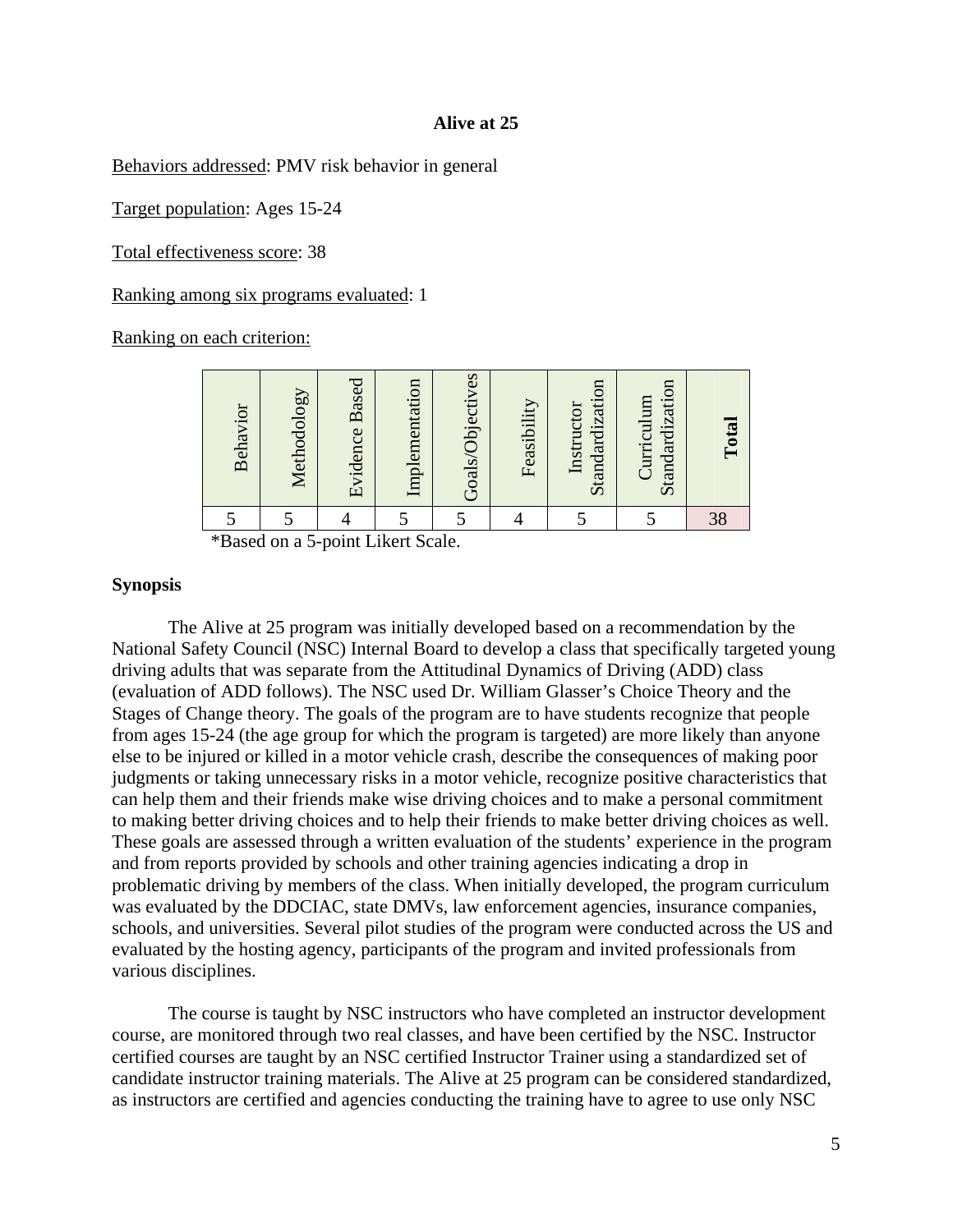**Alive at 25**

Behaviors addressed: PMV risk behavior in general

Target population: Ages 15-24

Total effectiveness score: 38

Ranking among six programs evaluated: 1

Ranking on each criterion:

| Behavior | Methodology | Evidence Based | Implementation | Goals/Objectives | Feasibility | Instructor Standardization | Curriculum Standardization | **Total** |
|---|---|---|---|---|---|---|---|---|
| 5 | 5 | 4 | 5 | 5 | 4 | 5 | 5 | 38 |

*Based on a 5-point Likert Scale.

**Synopsis**

The Alive at 25 program was initially developed based on a recommendation by the National Safety Council (NSC) Internal Board to develop a class that specifically targeted young driving adults that was separate from the Attitudinal Dynamics of Driving (ADD) class (evaluation of ADD follows). The NSC used Dr. William Glasser's Choice Theory and the Stages of Change theory. The goals of the program are to have students recognize that people from ages 15-24 (the age group for which the program is targeted) are more likely than anyone else to be injured or killed in a motor vehicle crash, describe the consequences of making poor judgments or taking unnecessary risks in a motor vehicle, recognize positive characteristics that can help them and their friends make wise driving choices and to make a personal commitment to making better driving choices and to help their friends to make better driving choices as well. These goals are assessed through a written evaluation of the students' experience in the program and from reports provided by schools and other training agencies indicating a drop in problematic driving by members of the class. When initially developed, the program curriculum was evaluated by the DDCIAC, state DMVs, law enforcement agencies, insurance companies, schools, and universities. Several pilot studies of the program were conducted across the US and evaluated by the hosting agency, participants of the program and invited professionals from various disciplines.

The course is taught by NSC instructors who have completed an instructor development course, are monitored through two real classes, and have been certified by the NSC. Instructor certified courses are taught by an NSC certified Instructor Trainer using a standardized set of candidate instructor training materials. The Alive at 25 program can be considered standardized, as instructors are certified and agencies conducting the training have to agree to use only NSC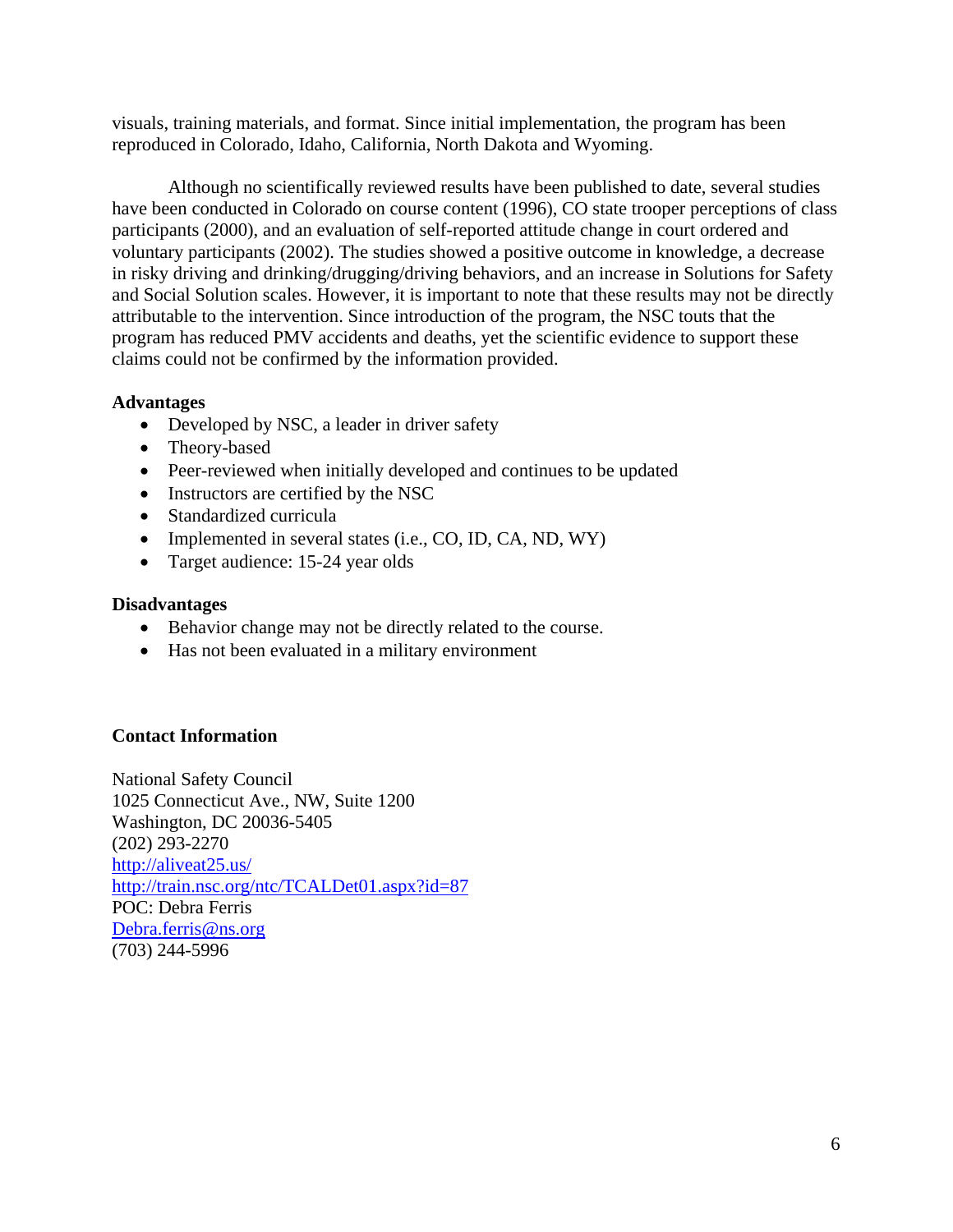visuals, training materials, and format. Since initial implementation, the program has been reproduced in Colorado, Idaho, California, North Dakota and Wyoming.

Although no scientifically reviewed results have been published to date, several studies have been conducted in Colorado on course content (1996), CO state trooper perceptions of class participants (2000), and an evaluation of self-reported attitude change in court ordered and voluntary participants (2002). The studies showed a positive outcome in knowledge, a decrease in risky driving and drinking/drugging/driving behaviors, and an increase in Solutions for Safety and Social Solution scales. However, it is important to note that these results may not be directly attributable to the intervention. Since introduction of the program, the NSC touts that the program has reduced PMV accidents and deaths, yet the scientific evidence to support these claims could not be confirmed by the information provided.

**Advantages**

- Developed by NSC, a leader in driver safety
- Theory-based
- Peer-reviewed when initially developed and continues to be updated
- Instructors are certified by the NSC
- Standardized curricula
- Implemented in several states (i.e., CO, ID, CA, ND, WY)
- Target audience: 15-24 year olds

**Disadvantages**

- Behavior change may not be directly related to the course.
- Has not been evaluated in a military environment

**Contact Information**

National Safety Council
1025 Connecticut Ave., NW, Suite 1200
Washington, DC 20036-5405
(202) 293-2270
http://aliveat25.us/
http://train.nsc.org/ntc/TCALDet01.aspx?id=87
POC: Debra Ferris
Debra.ferris@ns.org
(703) 244-5996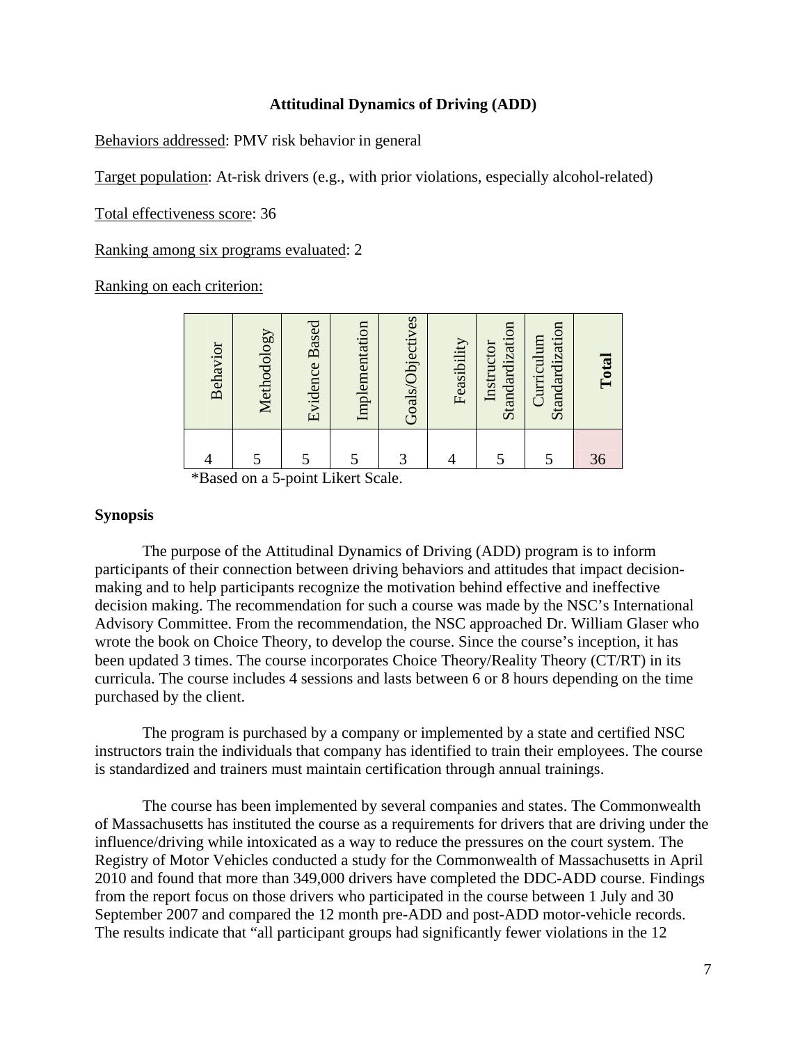### Attitudinal Dynamics of Driving (ADD)

Behaviors addressed: PMV risk behavior in general

Target population: At-risk drivers (e.g., with prior violations, especially alcohol-related)

Total effectiveness score: 36

Ranking among six programs evaluated: 2

Ranking on each criterion:

| Behavior | Methodology | Evidence Based | Implementation | Goals/Objectives | Feasibility | Instructor Standardization | Curriculum Standardization | **Total** |
|---|---|---|---|---|---|---|---|---|
| 4 | 5 | 5 | 5 | 3 | 4 | 5 | 5 | 36 |

*Based on a 5-point Likert Scale.

**Synopsis**

The purpose of the Attitudinal Dynamics of Driving (ADD) program is to inform participants of their connection between driving behaviors and attitudes that impact decision-making and to help participants recognize the motivation behind effective and ineffective decision making. The recommendation for such a course was made by the NSC's International Advisory Committee. From the recommendation, the NSC approached Dr. William Glaser who wrote the book on Choice Theory, to develop the course. Since the course's inception, it has been updated 3 times. The course incorporates Choice Theory/Reality Theory (CT/RT) in its curricula. The course includes 4 sessions and lasts between 6 or 8 hours depending on the time purchased by the client.

The program is purchased by a company or implemented by a state and certified NSC instructors train the individuals that company has identified to train their employees. The course is standardized and trainers must maintain certification through annual trainings.

The course has been implemented by several companies and states. The Commonwealth of Massachusetts has instituted the course as a requirements for drivers that are driving under the influence/driving while intoxicated as a way to reduce the pressures on the court system. The Registry of Motor Vehicles conducted a study for the Commonwealth of Massachusetts in April 2010 and found that more than 349,000 drivers have completed the DDC-ADD course. Findings from the report focus on those drivers who participated in the course between 1 July and 30 September 2007 and compared the 12 month pre-ADD and post-ADD motor-vehicle records. The results indicate that "all participant groups had significantly fewer violations in the 12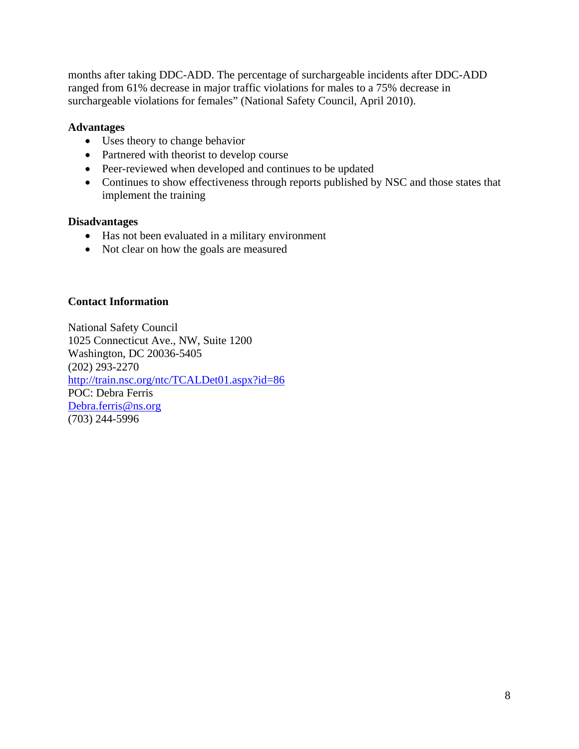months after taking DDC-ADD. The percentage of surchargeable incidents after DDC-ADD ranged from 61% decrease in major traffic violations for males to a 75% decrease in surchargeable violations for females" (National Safety Council, April 2010).

**Advantages**

- Uses theory to change behavior
- Partnered with theorist to develop course
- Peer-reviewed when developed and continues to be updated
- Continues to show effectiveness through reports published by NSC and those states that implement the training

**Disadvantages**

- Has not been evaluated in a military environment
- Not clear on how the goals are measured

**Contact Information**

National Safety Council
1025 Connecticut Ave., NW, Suite 1200
Washington, DC 20036-5405
(202) 293-2270
http://train.nsc.org/ntc/TCALDet01.aspx?id=86
POC: Debra Ferris
Debra.ferris@ns.org
(703) 244-5996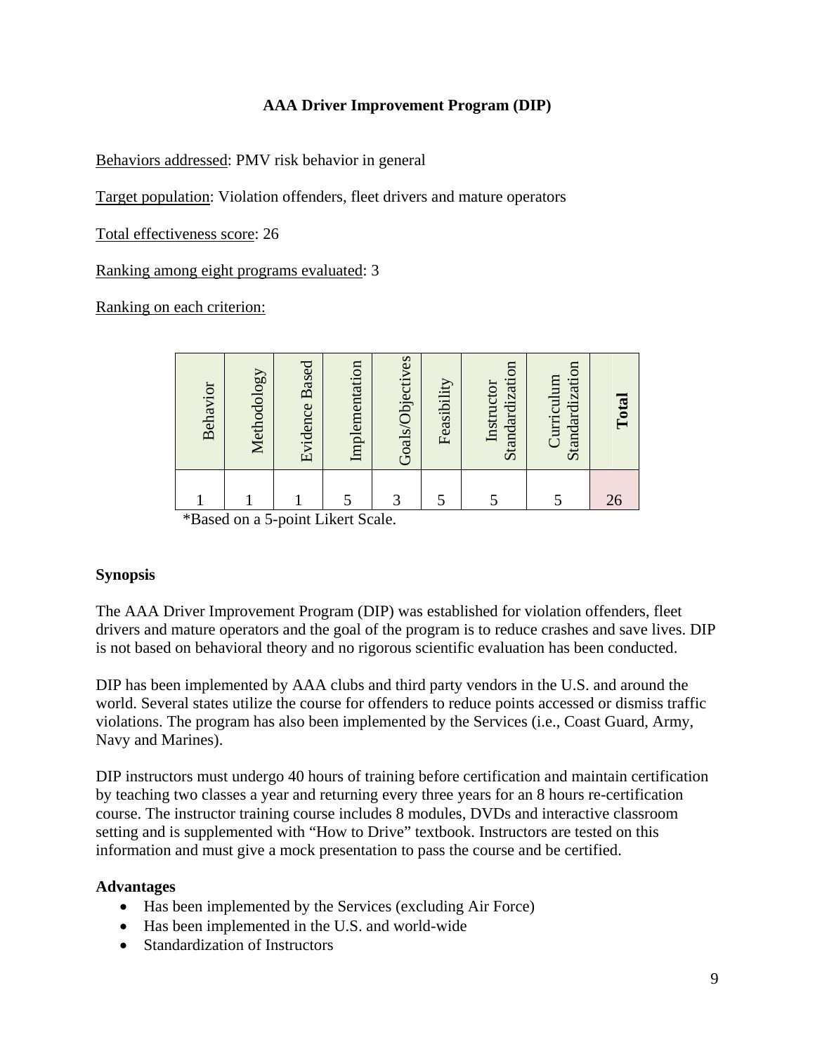**AAA Driver Improvement Program (DIP)**

Behaviors addressed: PMV risk behavior in general

Target population: Violation offenders, fleet drivers and mature operators

Total effectiveness score: 26

Ranking among eight programs evaluated: 3

Ranking on each criterion:

| Behavior | Methodology | Evidence Based | Implementation | Goals/Objectives | Feasibility | Instructor Standardization | Curriculum Standardization | **Total** |
|---|---|---|---|---|---|---|---|---|
| 1 | 1 | 1 | 5 | 3 | 5 | 5 | 5 | 26 |

*Based on a 5-point Likert Scale.

**Synopsis**

The AAA Driver Improvement Program (DIP) was established for violation offenders, fleet drivers and mature operators and the goal of the program is to reduce crashes and save lives. DIP is not based on behavioral theory and no rigorous scientific evaluation has been conducted.

DIP has been implemented by AAA clubs and third party vendors in the U.S. and around the world. Several states utilize the course for offenders to reduce points accessed or dismiss traffic violations. The program has also been implemented by the Services (i.e., Coast Guard, Army, Navy and Marines).

DIP instructors must undergo 40 hours of training before certification and maintain certification by teaching two classes a year and returning every three years for an 8 hours re-certification course. The instructor training course includes 8 modules, DVDs and interactive classroom setting and is supplemented with "How to Drive" textbook. Instructors are tested on this information and must give a mock presentation to pass the course and be certified.

**Advantages**

- Has been implemented by the Services (excluding Air Force)
- Has been implemented in the U.S. and world-wide
- Standardization of Instructors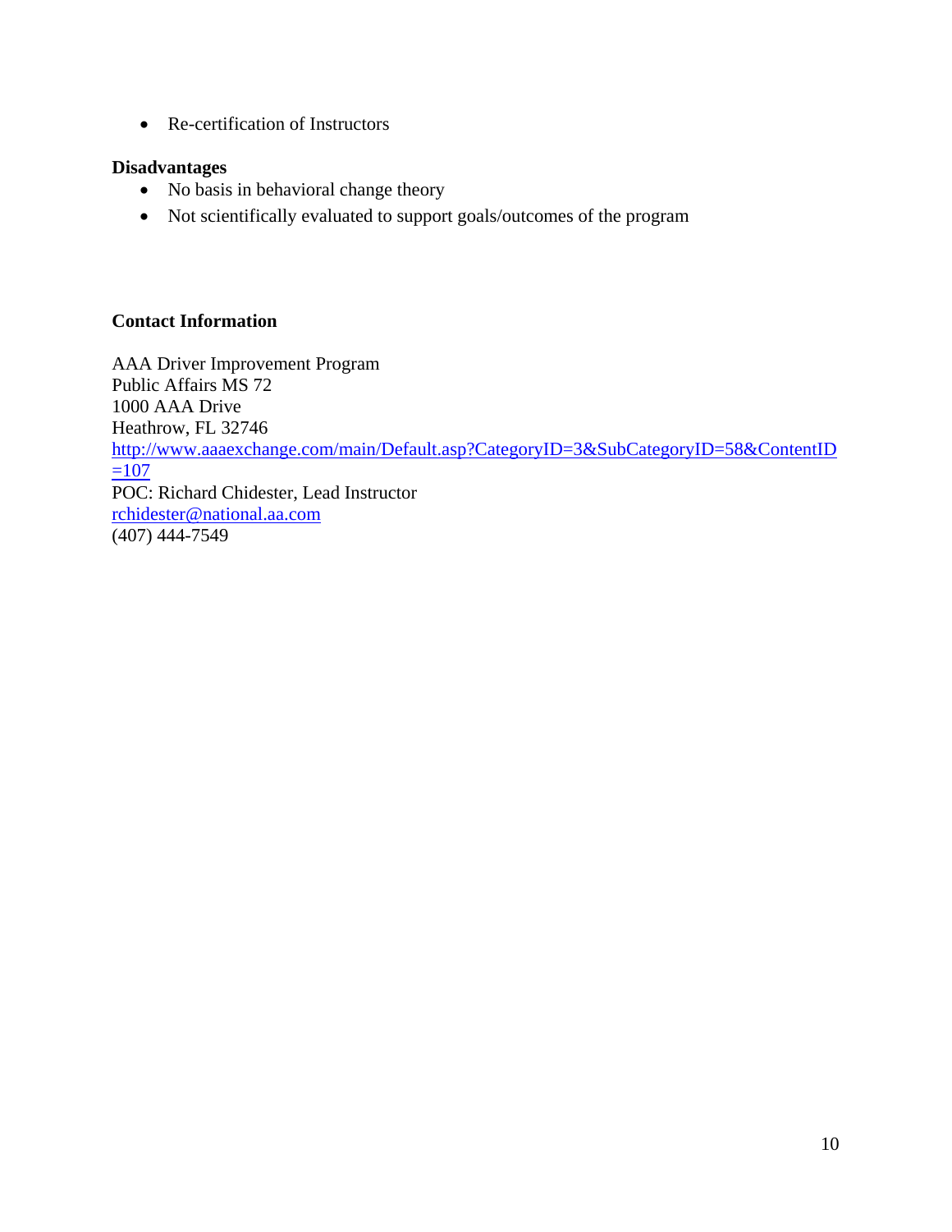- Re-certification of Instructors

**Disadvantages**

- No basis in behavioral change theory
- Not scientifically evaluated to support goals/outcomes of the program

**Contact Information**

AAA Driver Improvement Program
Public Affairs MS 72
1000 AAA Drive
Heathrow, FL 32746
http://www.aaaexchange.com/main/Default.asp?CategoryID=3&SubCategoryID=58&ContentID=107
POC: Richard Chidester, Lead Instructor
rchidester@national.aa.com
(407) 444-7549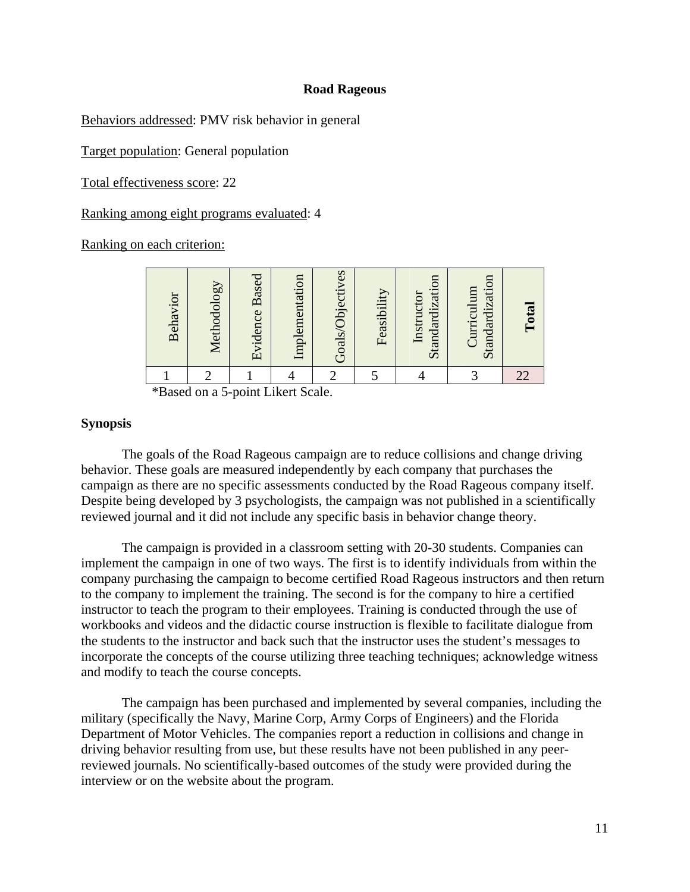**Road Rageous**

Behaviors addressed: PMV risk behavior in general

Target population: General population

Total effectiveness score: 22

Ranking among eight programs evaluated: 4

Ranking on each criterion:

| Behavior | Methodology | Evidence Based | Implementation | Goals/Objectives | Feasibility | Instructor Standardization | Curriculum Standardization | **Total** |
|---|---|---|---|---|---|---|---|---|
| 1 | 2 | 1 | 4 | 2 | 5 | 4 | 3 | 22 |

*Based on a 5-point Likert Scale.

**Synopsis**

The goals of the Road Rageous campaign are to reduce collisions and change driving behavior. These goals are measured independently by each company that purchases the campaign as there are no specific assessments conducted by the Road Rageous company itself. Despite being developed by 3 psychologists, the campaign was not published in a scientifically reviewed journal and it did not include any specific basis in behavior change theory.

The campaign is provided in a classroom setting with 20-30 students. Companies can implement the campaign in one of two ways. The first is to identify individuals from within the company purchasing the campaign to become certified Road Rageous instructors and then return to the company to implement the training. The second is for the company to hire a certified instructor to teach the program to their employees. Training is conducted through the use of workbooks and videos and the didactic course instruction is flexible to facilitate dialogue from the students to the instructor and back such that the instructor uses the student's messages to incorporate the concepts of the course utilizing three teaching techniques; acknowledge witness and modify to teach the course concepts.

The campaign has been purchased and implemented by several companies, including the military (specifically the Navy, Marine Corp, Army Corps of Engineers) and the Florida Department of Motor Vehicles. The companies report a reduction in collisions and change in driving behavior resulting from use, but these results have not been published in any peer-reviewed journals. No scientifically-based outcomes of the study were provided during the interview or on the website about the program.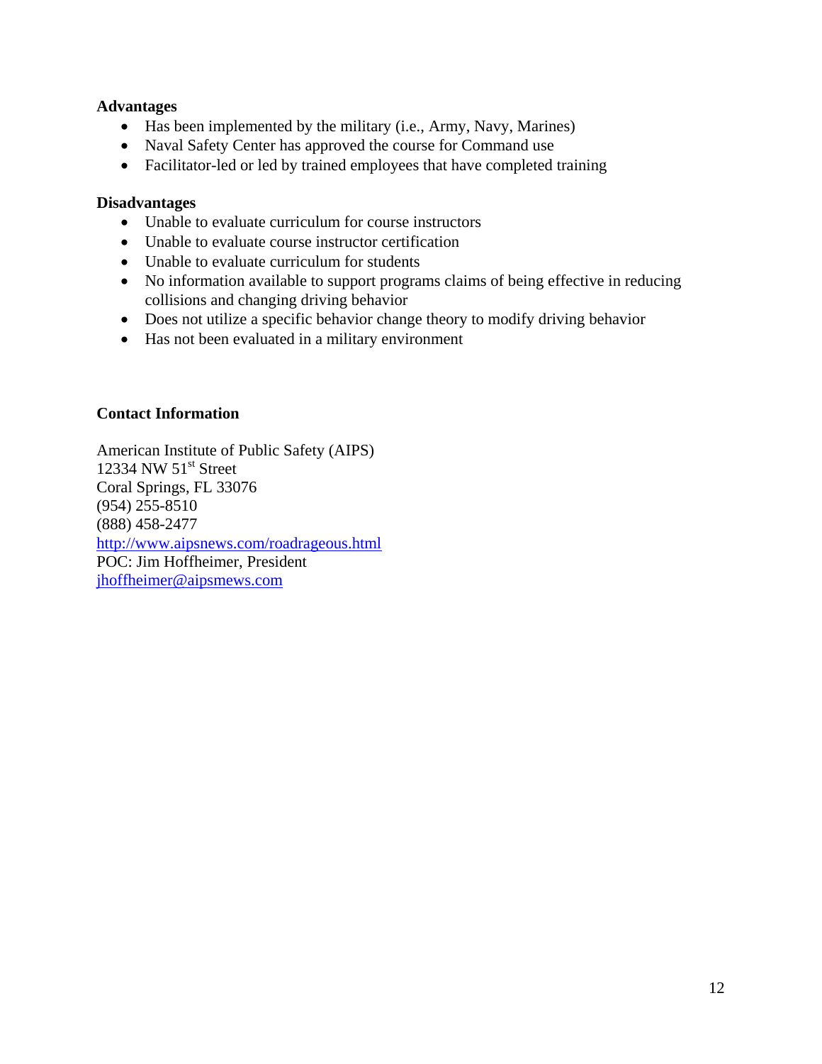**Advantages**

- Has been implemented by the military (i.e., Army, Navy, Marines)
- Naval Safety Center has approved the course for Command use
- Facilitator-led or led by trained employees that have completed training

**Disadvantages**

- Unable to evaluate curriculum for course instructors
- Unable to evaluate course instructor certification
- Unable to evaluate curriculum for students
- No information available to support programs claims of being effective in reducing collisions and changing driving behavior
- Does not utilize a specific behavior change theory to modify driving behavior
- Has not been evaluated in a military environment

**Contact Information**

American Institute of Public Safety (AIPS)
12334 NW 51st Street
Coral Springs, FL 33076
(954) 255-8510
(888) 458-2477
http://www.aipsnews.com/roadrageous.html
POC: Jim Hoffheimer, President
jhoffheimer@aipsmews.com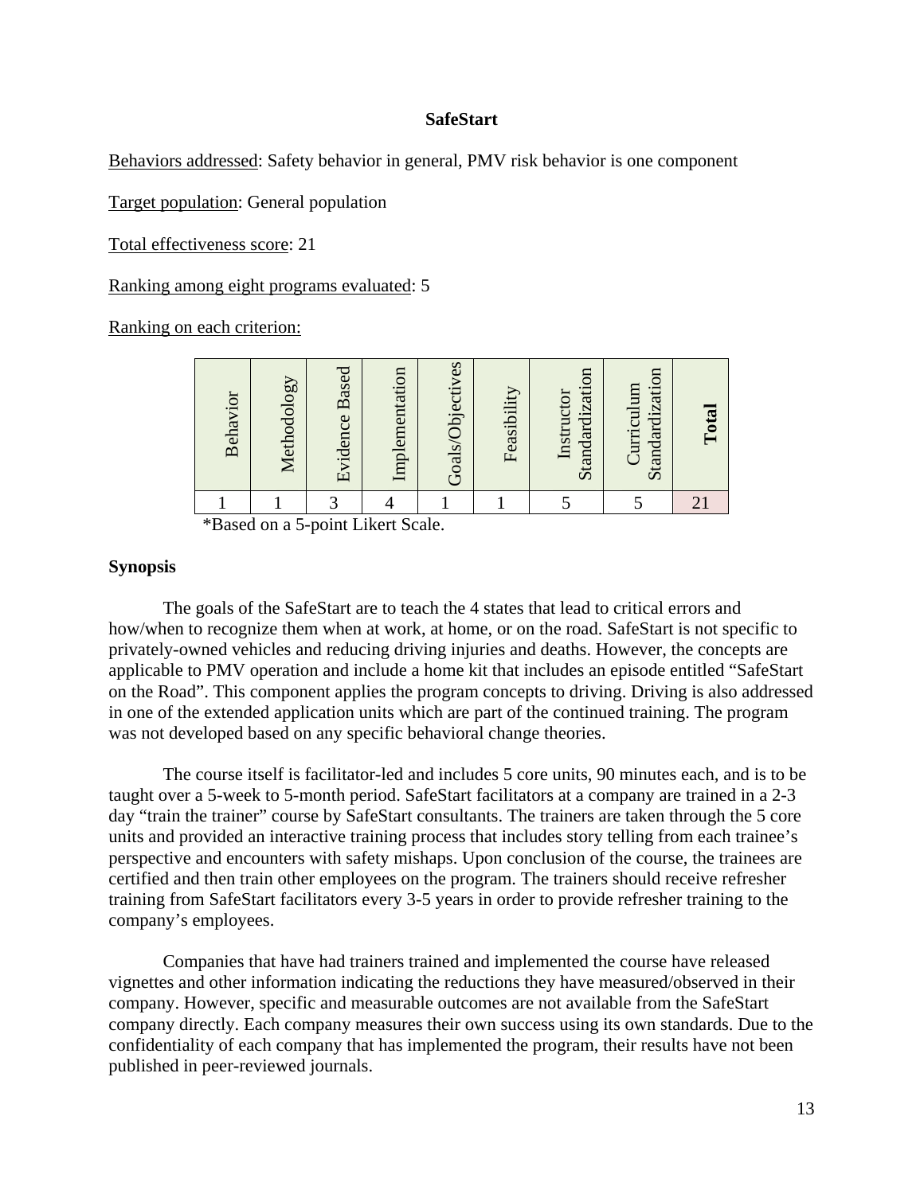**SafeStart**

Behaviors addressed: Safety behavior in general, PMV risk behavior is one component

Target population: General population

Total effectiveness score: 21

Ranking among eight programs evaluated: 5

Ranking on each criterion:

| Behavior | Methodology | Evidence Based | Implementation | Goals/Objectives | Feasibility | Instructor Standardization | Curriculum Standardization | **Total** |
|---|---|---|---|---|---|---|---|---|
| 1 | 1 | 3 | 4 | 1 | 1 | 5 | 5 | 21 |

*Based on a 5-point Likert Scale.

**Synopsis**

The goals of the SafeStart are to teach the 4 states that lead to critical errors and how/when to recognize them when at work, at home, or on the road. SafeStart is not specific to privately-owned vehicles and reducing driving injuries and deaths. However, the concepts are applicable to PMV operation and include a home kit that includes an episode entitled "SafeStart on the Road". This component applies the program concepts to driving. Driving is also addressed in one of the extended application units which are part of the continued training. The program was not developed based on any specific behavioral change theories.

The course itself is facilitator-led and includes 5 core units, 90 minutes each, and is to be taught over a 5-week to 5-month period. SafeStart facilitators at a company are trained in a 2-3 day "train the trainer" course by SafeStart consultants. The trainers are taken through the 5 core units and provided an interactive training process that includes story telling from each trainee's perspective and encounters with safety mishaps. Upon conclusion of the course, the trainees are certified and then train other employees on the program. The trainers should receive refresher training from SafeStart facilitators every 3-5 years in order to provide refresher training to the company's employees.

Companies that have had trainers trained and implemented the course have released vignettes and other information indicating the reductions they have measured/observed in their company. However, specific and measurable outcomes are not available from the SafeStart company directly. Each company measures their own success using its own standards. Due to the confidentiality of each company that has implemented the program, their results have not been published in peer-reviewed journals.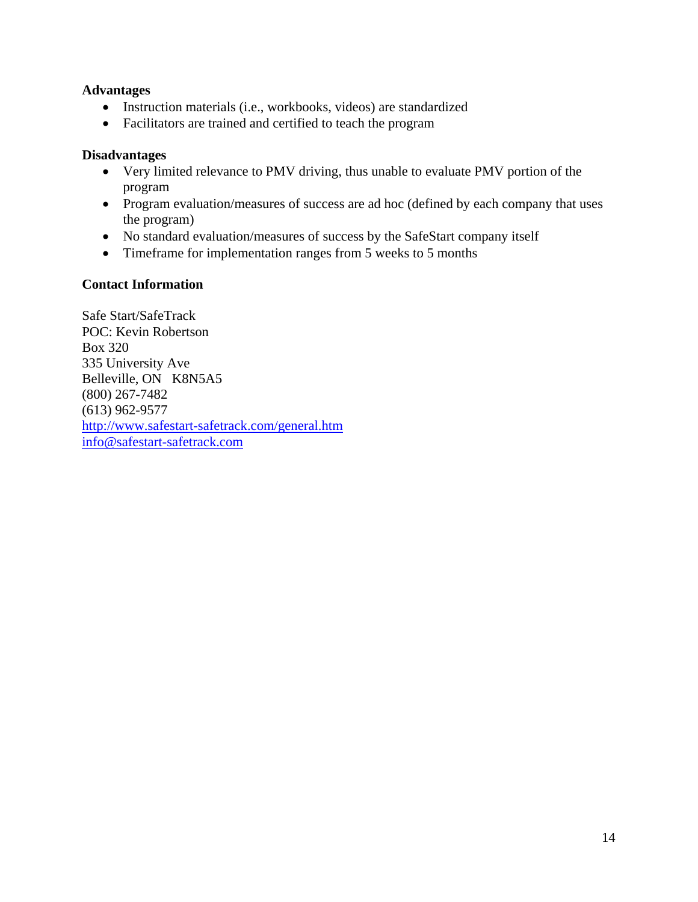**Advantages**

- Instruction materials (i.e., workbooks, videos) are standardized
- Facilitators are trained and certified to teach the program

**Disadvantages**

- Very limited relevance to PMV driving, thus unable to evaluate PMV portion of the program
- Program evaluation/measures of success are ad hoc (defined by each company that uses the program)
- No standard evaluation/measures of success by the SafeStart company itself
- Timeframe for implementation ranges from 5 weeks to 5 months

**Contact Information**

Safe Start/SafeTrack
POC: Kevin Robertson
Box 320
335 University Ave
Belleville, ON K8N5A5
(800) 267-7482
(613) 962-9577
http://www.safestart-safetrack.com/general.htm
info@safestart-safetrack.com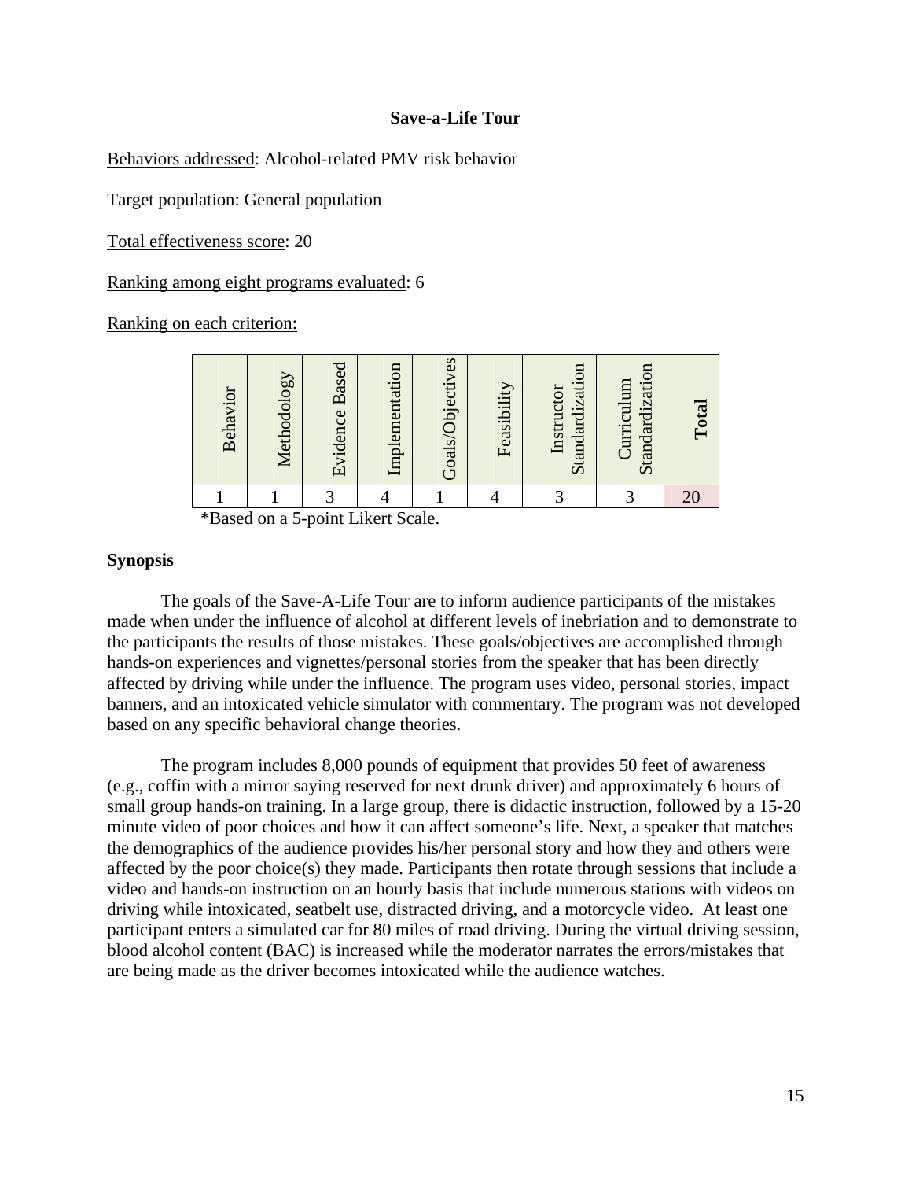**Save-a-Life Tour**

Behaviors addressed: Alcohol-related PMV risk behavior

Target population: General population

Total effectiveness score: 20

Ranking among eight programs evaluated: 6

Ranking on each criterion:

| Behavior | Methodology | Evidence Based | Implementation | Goals/Objectives | Feasibility | Instructor Standardization | Curriculum Standardization | **Total** |
|---|---|---|---|---|---|---|---|---|
| 1 | 1 | 3 | 4 | 1 | 4 | 3 | 3 | 20 |

*Based on a 5-point Likert Scale.

**Synopsis**

The goals of the Save-A-Life Tour are to inform audience participants of the mistakes made when under the influence of alcohol at different levels of inebriation and to demonstrate to the participants the results of those mistakes. These goals/objectives are accomplished through hands-on experiences and vignettes/personal stories from the speaker that has been directly affected by driving while under the influence. The program uses video, personal stories, impact banners, and an intoxicated vehicle simulator with commentary. The program was not developed based on any specific behavioral change theories.

The program includes 8,000 pounds of equipment that provides 50 feet of awareness (e.g., coffin with a mirror saying reserved for next drunk driver) and approximately 6 hours of small group hands-on training. In a large group, there is didactic instruction, followed by a 15-20 minute video of poor choices and how it can affect someone's life. Next, a speaker that matches the demographics of the audience provides his/her personal story and how they and others were affected by the poor choice(s) they made. Participants then rotate through sessions that include a video and hands-on instruction on an hourly basis that include numerous stations with videos on driving while intoxicated, seatbelt use, distracted driving, and a motorcycle video. At least one participant enters a simulated car for 80 miles of road driving. During the virtual driving session, blood alcohol content (BAC) is increased while the moderator narrates the errors/mistakes that are being made as the driver becomes intoxicated while the audience watches.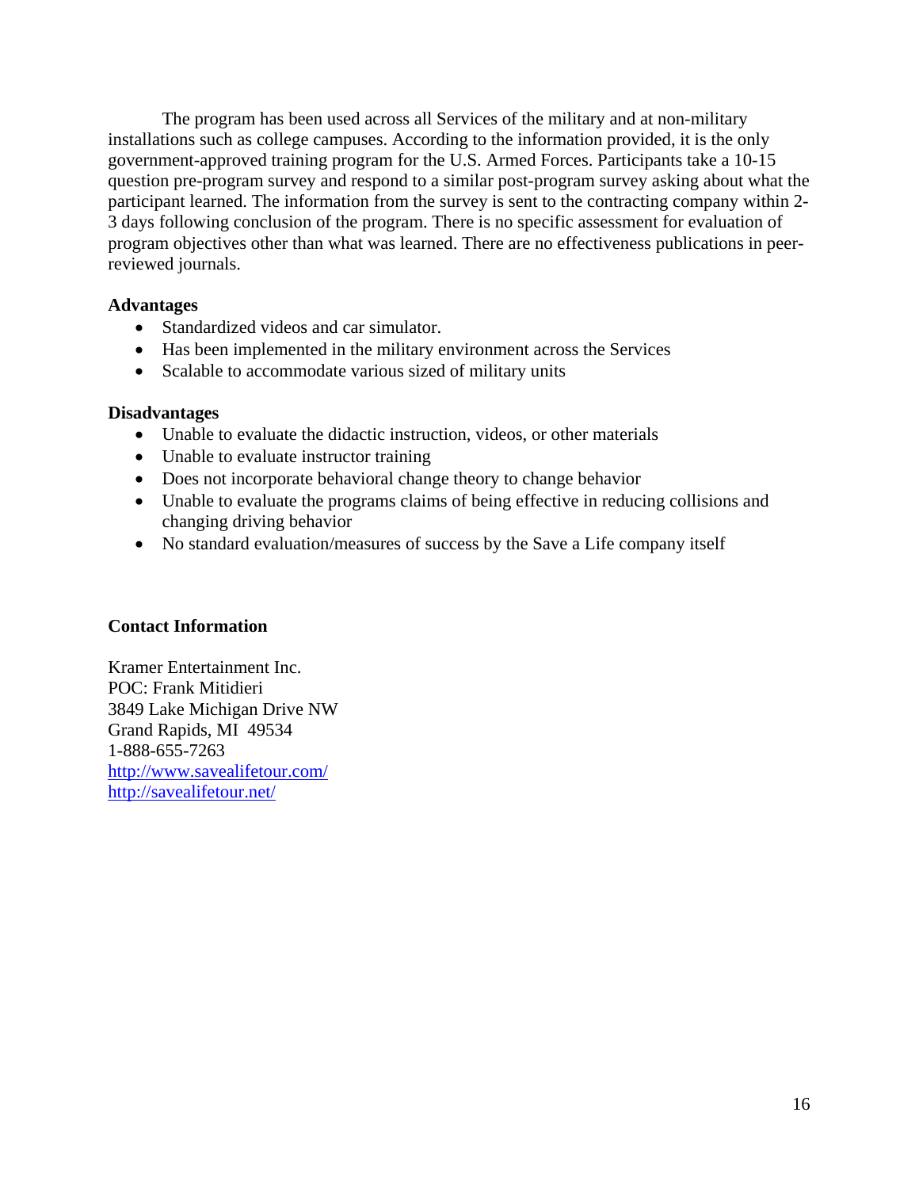The program has been used across all Services of the military and at non-military installations such as college campuses. According to the information provided, it is the only government-approved training program for the U.S. Armed Forces. Participants take a 10-15 question pre-program survey and respond to a similar post-program survey asking about what the participant learned. The information from the survey is sent to the contracting company within 2-3 days following conclusion of the program. There is no specific assessment for evaluation of program objectives other than what was learned. There are no effectiveness publications in peer-reviewed journals.

**Advantages**

- Standardized videos and car simulator.
- Has been implemented in the military environment across the Services
- Scalable to accommodate various sized of military units

**Disadvantages**

- Unable to evaluate the didactic instruction, videos, or other materials
- Unable to evaluate instructor training
- Does not incorporate behavioral change theory to change behavior
- Unable to evaluate the programs claims of being effective in reducing collisions and changing driving behavior
- No standard evaluation/measures of success by the Save a Life company itself

**Contact Information**

Kramer Entertainment Inc.
POC: Frank Mitidieri
3849 Lake Michigan Drive NW
Grand Rapids, MI 49534
1-888-655-7263
http://www.savealifetour.com/
http://savealifetour.net/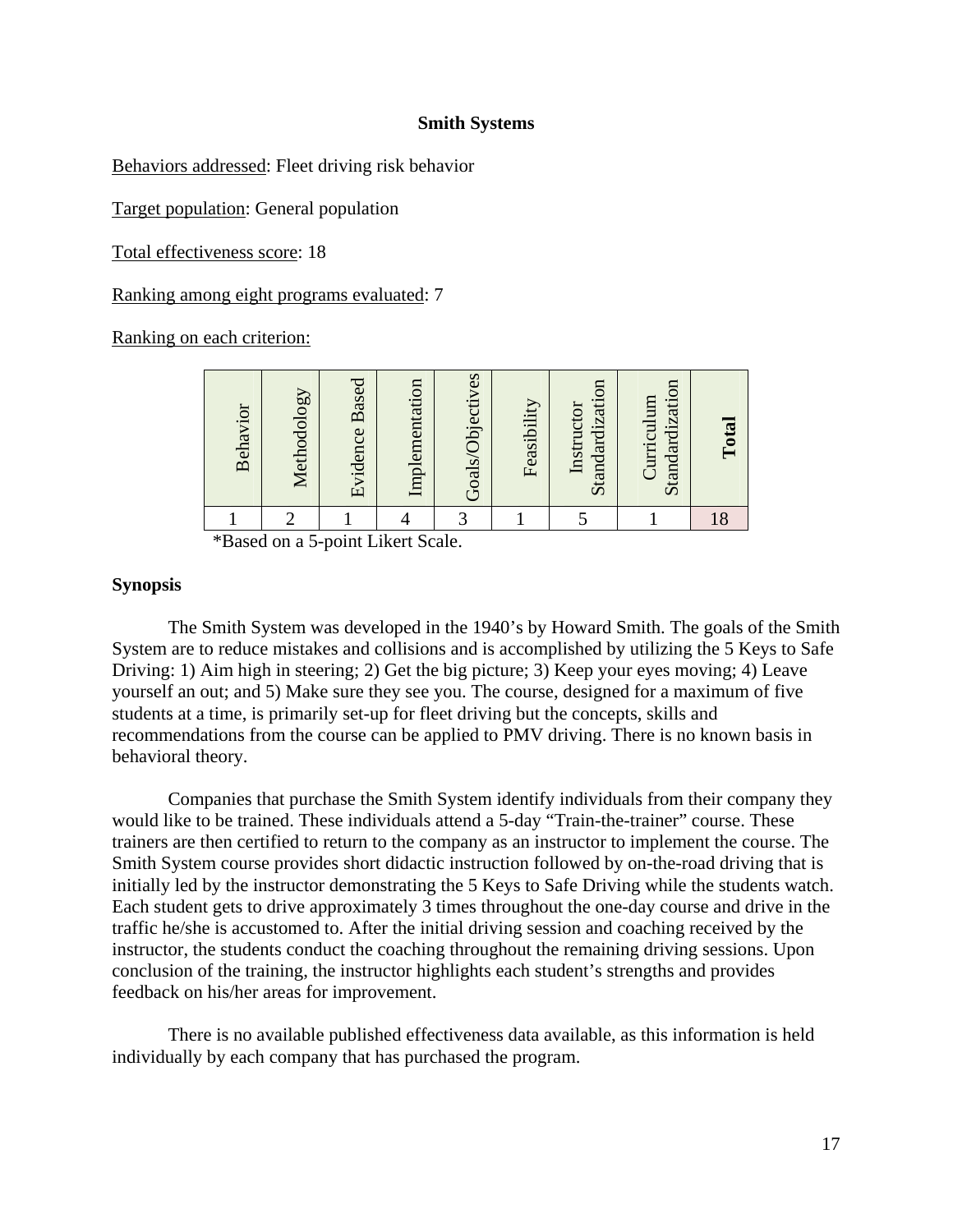## Smith Systems

<u>Behaviors addressed</u>: Fleet driving risk behavior

<u>Target population</u>: General population

<u>Total effectiveness score</u>: 18

<u>Ranking among eight programs evaluated</u>: 7

<u>Ranking on each criterion:</u>

| Behavior | Methodology | Evidence Based | Implementation | Goals/Objectives | Feasibility | Instructor Standardization | Curriculum Standardization | **Total** |
|---|---|---|---|---|---|---|---|---|
| 1 | 2 | 1 | 4 | 3 | 1 | 5 | 1 | 18 |

*Based on a 5-point Likert Scale.

### Synopsis

The Smith System was developed in the 1940's by Howard Smith. The goals of the Smith System are to reduce mistakes and collisions and is accomplished by utilizing the 5 Keys to Safe Driving: 1) Aim high in steering; 2) Get the big picture; 3) Keep your eyes moving; 4) Leave yourself an out; and 5) Make sure they see you. The course, designed for a maximum of five students at a time, is primarily set-up for fleet driving but the concepts, skills and recommendations from the course can be applied to PMV driving. There is no known basis in behavioral theory.

Companies that purchase the Smith System identify individuals from their company they would like to be trained. These individuals attend a 5-day "Train-the-trainer" course. These trainers are then certified to return to the company as an instructor to implement the course. The Smith System course provides short didactic instruction followed by on-the-road driving that is initially led by the instructor demonstrating the 5 Keys to Safe Driving while the students watch. Each student gets to drive approximately 3 times throughout the one-day course and drive in the traffic he/she is accustomed to. After the initial driving session and coaching received by the instructor, the students conduct the coaching throughout the remaining driving sessions. Upon conclusion of the training, the instructor highlights each student's strengths and provides feedback on his/her areas for improvement.

There is no available published effectiveness data available, as this information is held individually by each company that has purchased the program.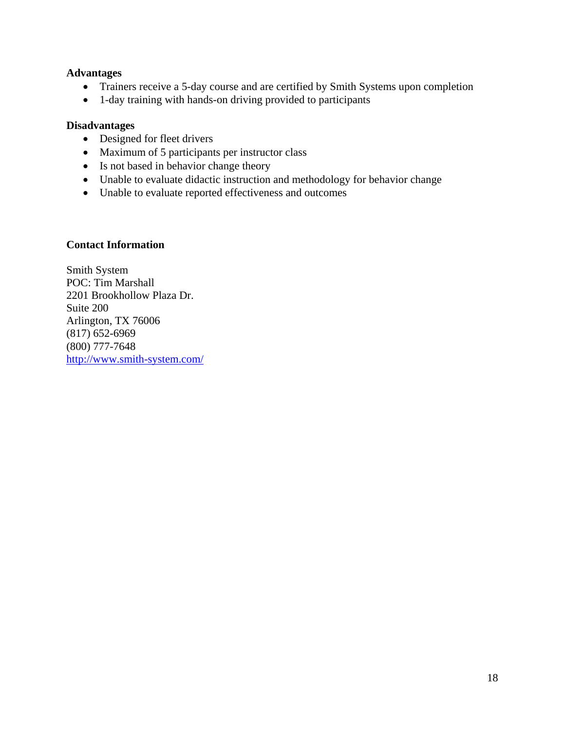**Advantages**

- Trainers receive a 5-day course and are certified by Smith Systems upon completion
- 1-day training with hands-on driving provided to participants

**Disadvantages**

- Designed for fleet drivers
- Maximum of 5 participants per instructor class
- Is not based in behavior change theory
- Unable to evaluate didactic instruction and methodology for behavior change
- Unable to evaluate reported effectiveness and outcomes

**Contact Information**

Smith System
POC: Tim Marshall
2201 Brookhollow Plaza Dr.
Suite 200
Arlington, TX 76006
(817) 652-6969
(800) 777-7648
http://www.smith-system.com/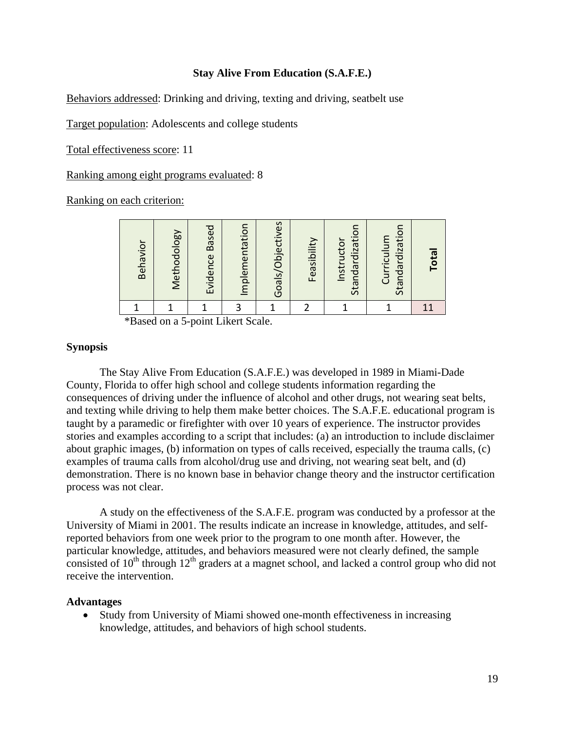**Stay Alive From Education (S.A.F.E.)**

Behaviors addressed: Drinking and driving, texting and driving, seatbelt use

Target population: Adolescents and college students

Total effectiveness score: 11

Ranking among eight programs evaluated: 8

Ranking on each criterion:

| Behavior | Methodology | Evidence Based | Implementation | Goals/Objectives | Feasibility | Instructor Standardization | Curriculum Standardization | **Total** |
|---|---|---|---|---|---|---|---|---|
| 1 | 1 | 1 | 3 | 1 | 2 | 1 | 1 | 11 |

*Based on a 5-point Likert Scale.

**Synopsis**

The Stay Alive From Education (S.A.F.E.) was developed in 1989 in Miami-Dade County, Florida to offer high school and college students information regarding the consequences of driving under the influence of alcohol and other drugs, not wearing seat belts, and texting while driving to help them make better choices. The S.A.F.E. educational program is taught by a paramedic or firefighter with over 10 years of experience. The instructor provides stories and examples according to a script that includes: (a) an introduction to include disclaimer about graphic images, (b) information on types of calls received, especially the trauma calls, (c) examples of trauma calls from alcohol/drug use and driving, not wearing seat belt, and (d) demonstration. There is no known base in behavior change theory and the instructor certification process was not clear.

A study on the effectiveness of the S.A.F.E. program was conducted by a professor at the University of Miami in 2001. The results indicate an increase in knowledge, attitudes, and self-reported behaviors from one week prior to the program to one month after. However, the particular knowledge, attitudes, and behaviors measured were not clearly defined, the sample consisted of 10th through 12th graders at a magnet school, and lacked a control group who did not receive the intervention.

**Advantages**

- Study from University of Miami showed one-month effectiveness in increasing knowledge, attitudes, and behaviors of high school students.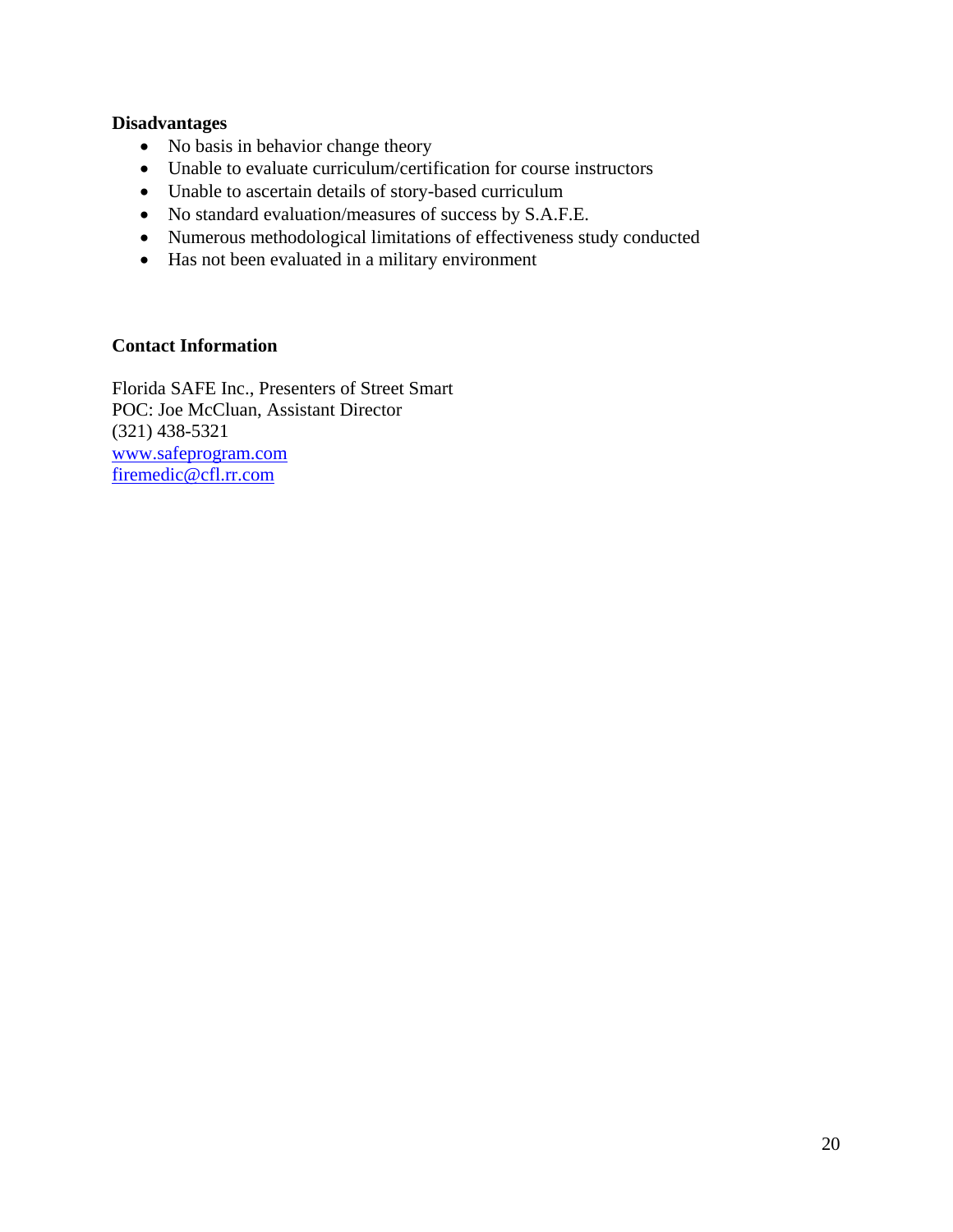**Disadvantages**

- No basis in behavior change theory
- Unable to evaluate curriculum/certification for course instructors
- Unable to ascertain details of story-based curriculum
- No standard evaluation/measures of success by S.A.F.E.
- Numerous methodological limitations of effectiveness study conducted
- Has not been evaluated in a military environment

**Contact Information**

Florida SAFE Inc., Presenters of Street Smart
POC: Joe McCluan, Assistant Director
(321) 438-5321
www.safeprogram.com
firemedic@cfl.rr.com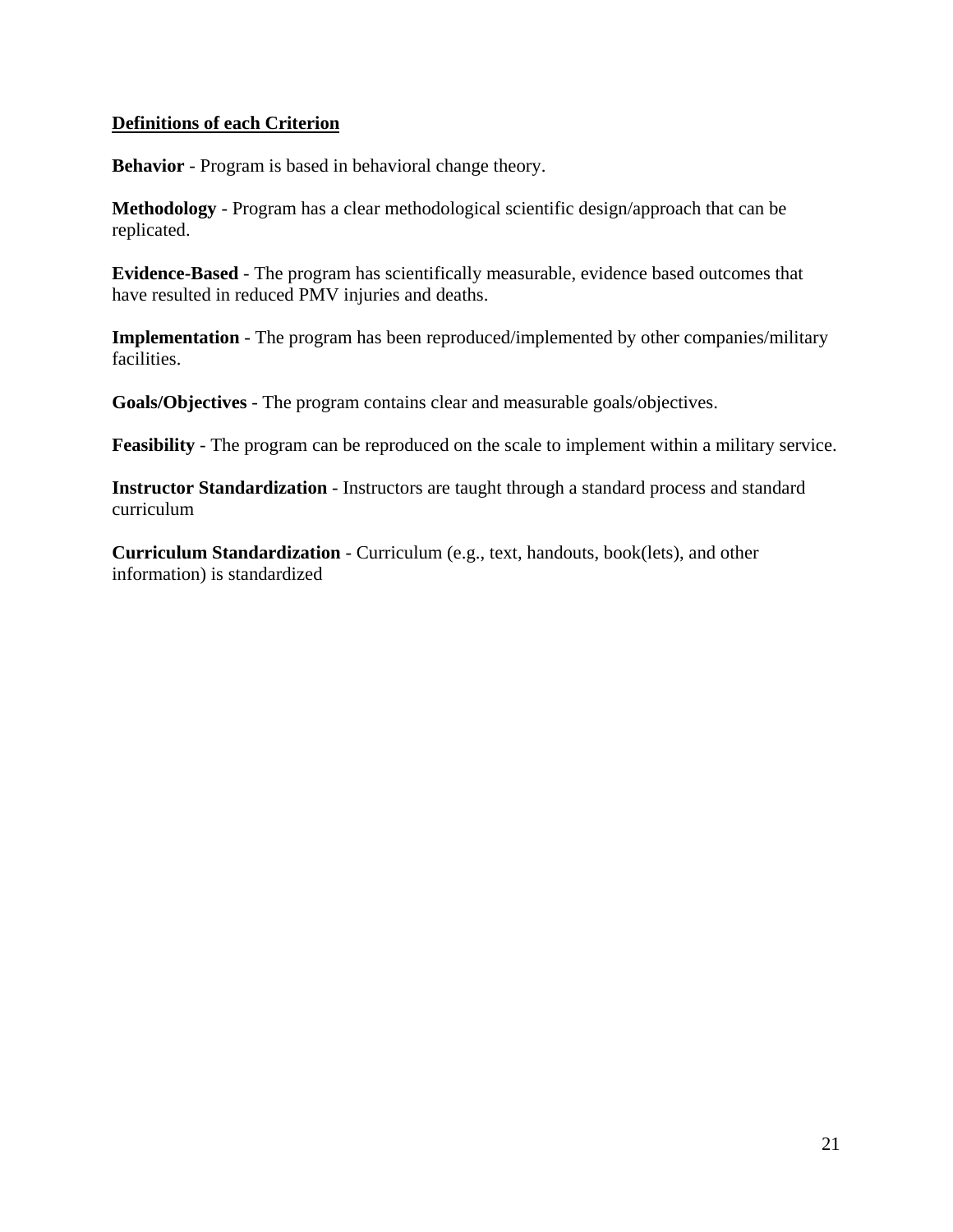**<u>Definitions of each Criterion</u>**

**Behavior** - Program is based in behavioral change theory.

**Methodology** - Program has a clear methodological scientific design/approach that can be replicated.

**Evidence-Based** - The program has scientifically measurable, evidence based outcomes that have resulted in reduced PMV injuries and deaths.

**Implementation** - The program has been reproduced/implemented by other companies/military facilities.

**Goals/Objectives** - The program contains clear and measurable goals/objectives.

**Feasibility** - The program can be reproduced on the scale to implement within a military service.

**Instructor Standardization** - Instructors are taught through a standard process and standard curriculum

**Curriculum Standardization** - Curriculum (e.g., text, handouts, book(lets), and other information) is standardized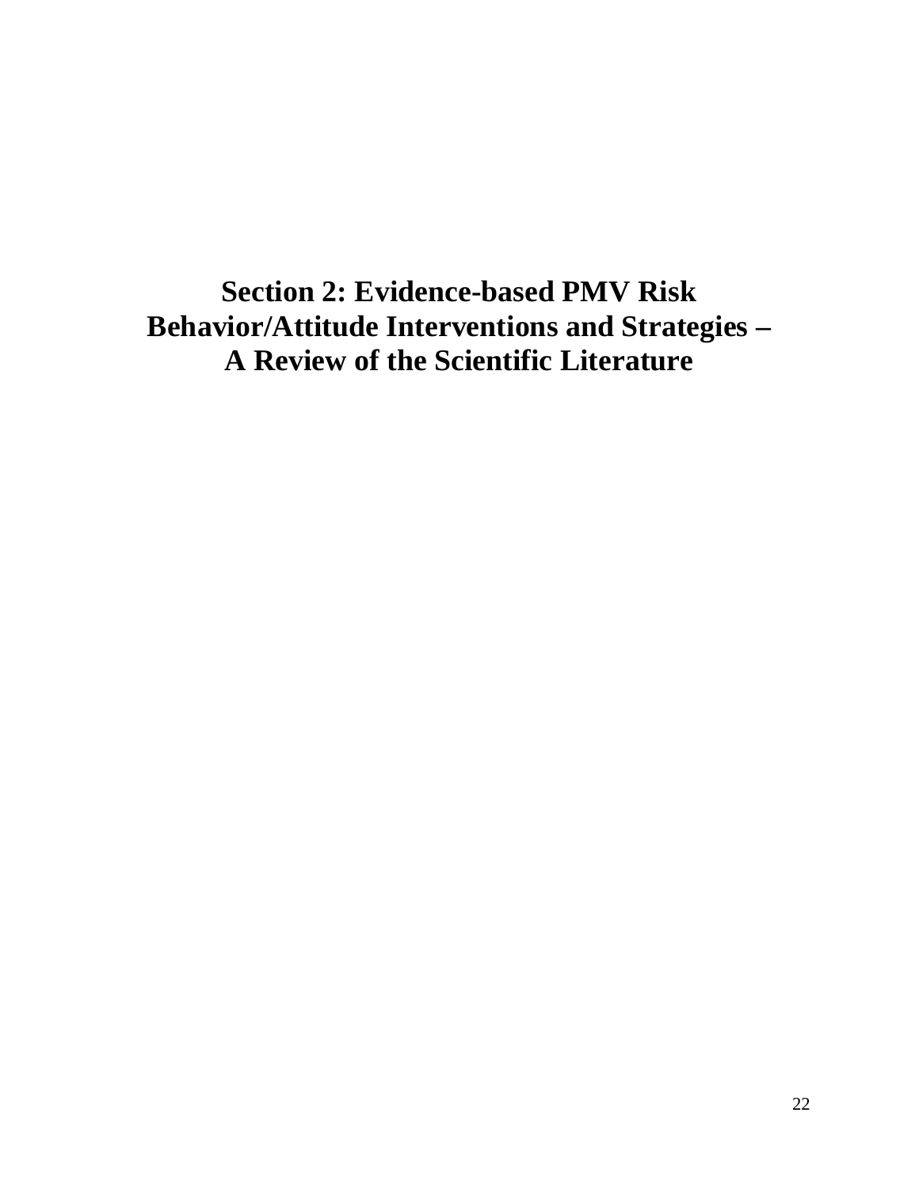# Section 2: Evidence-based PMV Risk Behavior/Attitude Interventions and Strategies – A Review of the Scientific Literature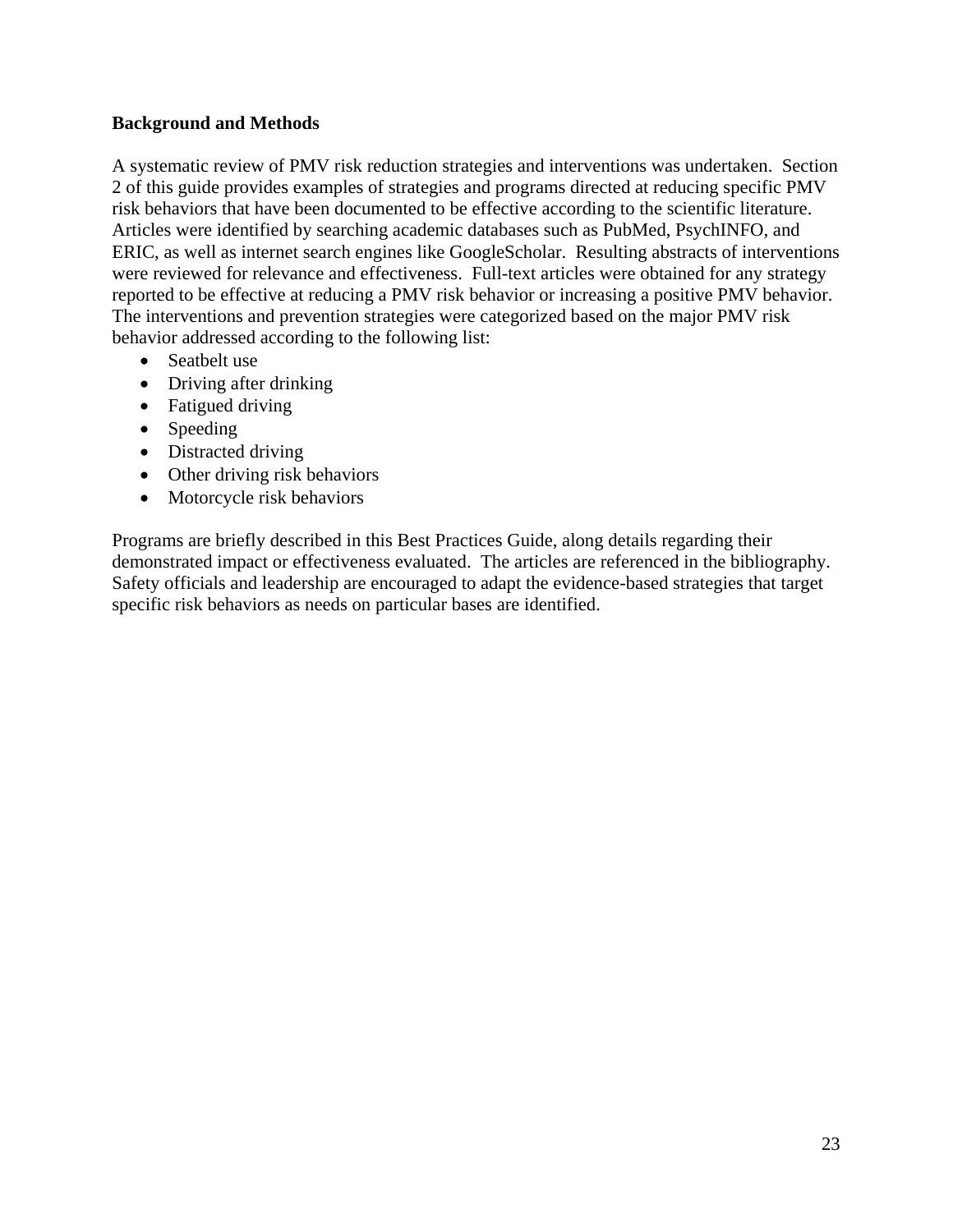### Background and Methods

A systematic review of PMV risk reduction strategies and interventions was undertaken. Section 2 of this guide provides examples of strategies and programs directed at reducing specific PMV risk behaviors that have been documented to be effective according to the scientific literature. Articles were identified by searching academic databases such as PubMed, PsychINFO, and ERIC, as well as internet search engines like GoogleScholar. Resulting abstracts of interventions were reviewed for relevance and effectiveness. Full-text articles were obtained for any strategy reported to be effective at reducing a PMV risk behavior or increasing a positive PMV behavior. The interventions and prevention strategies were categorized based on the major PMV risk behavior addressed according to the following list:

- Seatbelt use
- Driving after drinking
- Fatigued driving
- Speeding
- Distracted driving
- Other driving risk behaviors
- Motorcycle risk behaviors

Programs are briefly described in this Best Practices Guide, along details regarding their demonstrated impact or effectiveness evaluated. The articles are referenced in the bibliography. Safety officials and leadership are encouraged to adapt the evidence-based strategies that target specific risk behaviors as needs on particular bases are identified.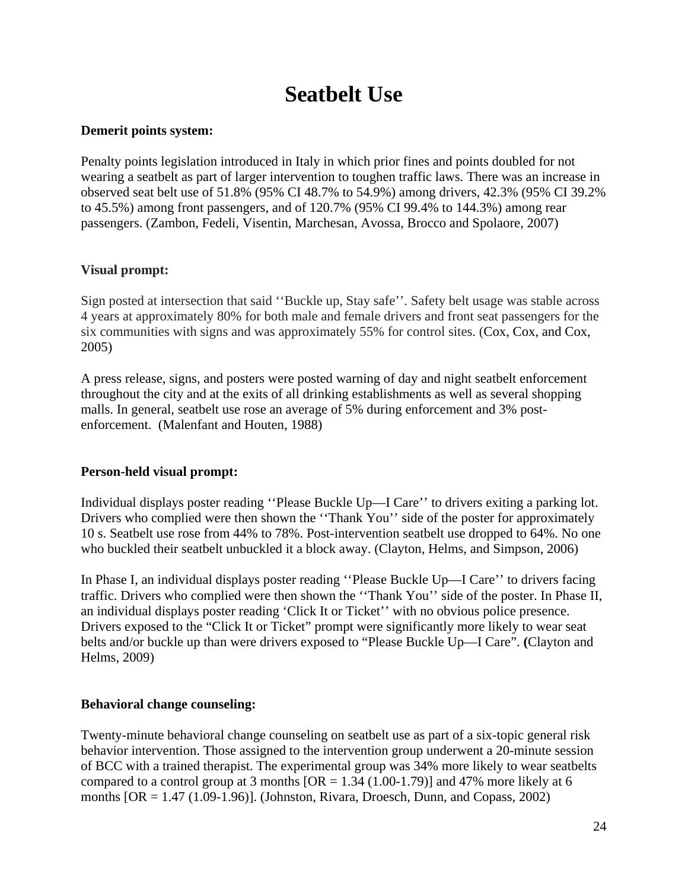# Seatbelt Use

**Demerit points system:**

Penalty points legislation introduced in Italy in which prior fines and points doubled for not wearing a seatbelt as part of larger intervention to toughen traffic laws. There was an increase in observed seat belt use of 51.8% (95% CI 48.7% to 54.9%) among drivers, 42.3% (95% CI 39.2% to 45.5%) among front passengers, and of 120.7% (95% CI 99.4% to 144.3%) among rear passengers. (Zambon, Fedeli, Visentin, Marchesan, Avossa, Brocco and Spolaore, 2007)

**Visual prompt:**

Sign posted at intersection that said ''Buckle up, Stay safe''. Safety belt usage was stable across 4 years at approximately 80% for both male and female drivers and front seat passengers for the six communities with signs and was approximately 55% for control sites. (Cox, Cox, and Cox, 2005)

A press release, signs, and posters were posted warning of day and night seatbelt enforcement throughout the city and at the exits of all drinking establishments as well as several shopping malls. In general, seatbelt use rose an average of 5% during enforcement and 3% post-enforcement. (Malenfant and Houten, 1988)

**Person-held visual prompt:**

Individual displays poster reading ''Please Buckle Up—I Care'' to drivers exiting a parking lot. Drivers who complied were then shown the ''Thank You'' side of the poster for approximately 10 s. Seatbelt use rose from 44% to 78%. Post-intervention seatbelt use dropped to 64%. No one who buckled their seatbelt unbuckled it a block away. (Clayton, Helms, and Simpson, 2006)

In Phase I, an individual displays poster reading ''Please Buckle Up—I Care'' to drivers facing traffic. Drivers who complied were then shown the ''Thank You'' side of the poster. In Phase II, an individual displays poster reading 'Click It or Ticket'' with no obvious police presence. Drivers exposed to the "Click It or Ticket" prompt were significantly more likely to wear seat belts and/or buckle up than were drivers exposed to "Please Buckle Up—I Care". **(**Clayton and Helms, 2009)

**Behavioral change counseling:**

Twenty-minute behavioral change counseling on seatbelt use as part of a six-topic general risk behavior intervention. Those assigned to the intervention group underwent a 20-minute session of BCC with a trained therapist. The experimental group was 34% more likely to wear seatbelts compared to a control group at 3 months [OR = 1.34 (1.00-1.79)] and 47% more likely at 6 months [OR = 1.47 (1.09-1.96)]. (Johnston, Rivara, Droesch, Dunn, and Copass, 2002)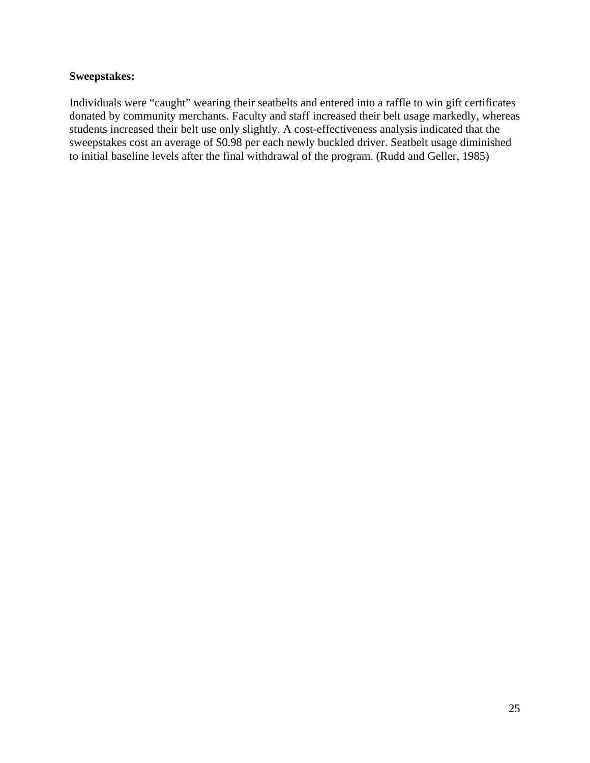**Sweepstakes:**

Individuals were “caught” wearing their seatbelts and entered into a raffle to win gift certificates donated by community merchants. Faculty and staff increased their belt usage markedly, whereas students increased their belt use only slightly. A cost-effectiveness analysis indicated that the sweepstakes cost an average of $0.98 per each newly buckled driver. Seatbelt usage diminished to initial baseline levels after the final withdrawal of the program. (Rudd and Geller, 1985)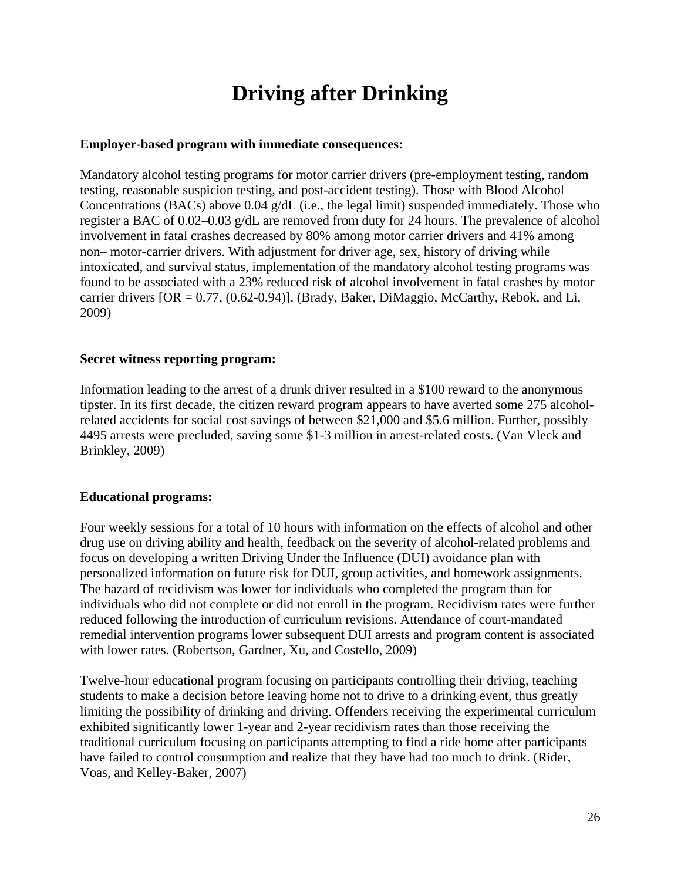# Driving after Drinking

**Employer-based program with immediate consequences:**

Mandatory alcohol testing programs for motor carrier drivers (pre-employment testing, random testing, reasonable suspicion testing, and post-accident testing). Those with Blood Alcohol Concentrations (BACs) above 0.04 g/dL (i.e., the legal limit) suspended immediately. Those who register a BAC of 0.02–0.03 g/dL are removed from duty for 24 hours. The prevalence of alcohol involvement in fatal crashes decreased by 80% among motor carrier drivers and 41% among non– motor-carrier drivers. With adjustment for driver age, sex, history of driving while intoxicated, and survival status, implementation of the mandatory alcohol testing programs was found to be associated with a 23% reduced risk of alcohol involvement in fatal crashes by motor carrier drivers [OR = 0.77, (0.62-0.94)]. (Brady, Baker, DiMaggio, McCarthy, Rebok, and Li, 2009)

**Secret witness reporting program:**

Information leading to the arrest of a drunk driver resulted in a $100 reward to the anonymous tipster. In its first decade, the citizen reward program appears to have averted some 275 alcohol-related accidents for social cost savings of between $21,000 and $5.6 million. Further, possibly 4495 arrests were precluded, saving some $1-3 million in arrest-related costs. (Van Vleck and Brinkley, 2009)

**Educational programs:**

Four weekly sessions for a total of 10 hours with information on the effects of alcohol and other drug use on driving ability and health, feedback on the severity of alcohol-related problems and focus on developing a written Driving Under the Influence (DUI) avoidance plan with personalized information on future risk for DUI, group activities, and homework assignments. The hazard of recidivism was lower for individuals who completed the program than for individuals who did not complete or did not enroll in the program. Recidivism rates were further reduced following the introduction of curriculum revisions. Attendance of court-mandated remedial intervention programs lower subsequent DUI arrests and program content is associated with lower rates. (Robertson, Gardner, Xu, and Costello, 2009)

Twelve-hour educational program focusing on participants controlling their driving, teaching students to make a decision before leaving home not to drive to a drinking event, thus greatly limiting the possibility of drinking and driving. Offenders receiving the experimental curriculum exhibited significantly lower 1-year and 2-year recidivism rates than those receiving the traditional curriculum focusing on participants attempting to find a ride home after participants have failed to control consumption and realize that they have had too much to drink. (Rider, Voas, and Kelley-Baker, 2007)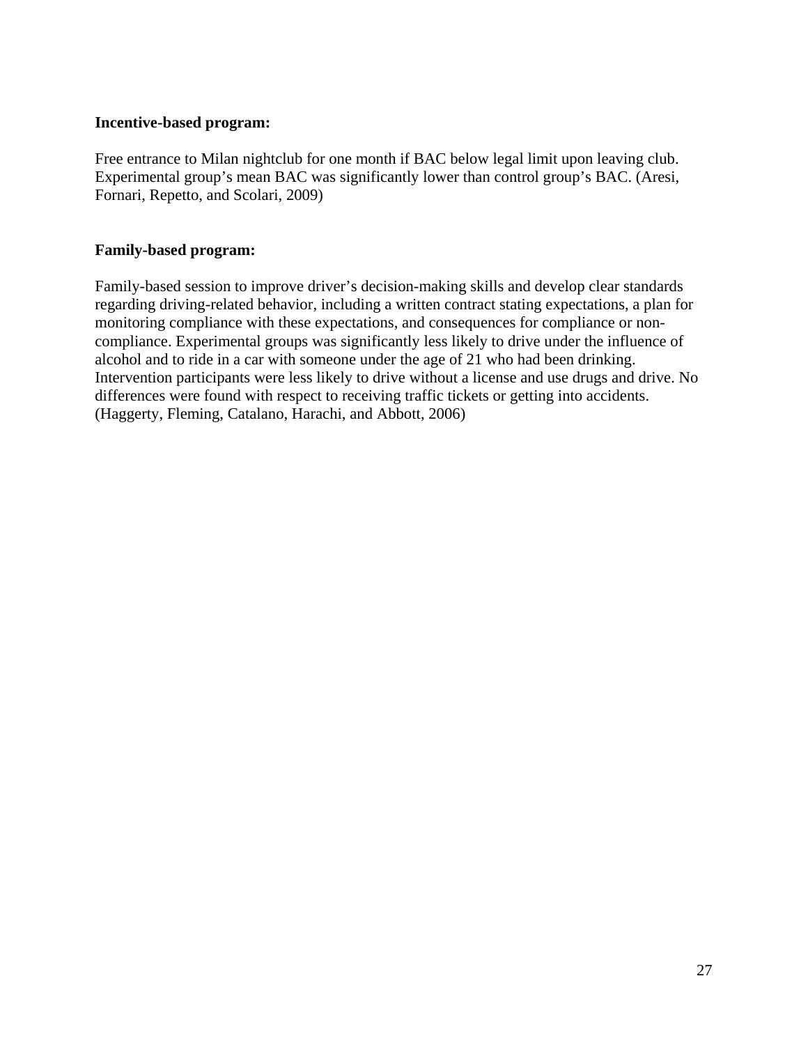**Incentive-based program:**

Free entrance to Milan nightclub for one month if BAC below legal limit upon leaving club. Experimental group's mean BAC was significantly lower than control group's BAC. (Aresi, Fornari, Repetto, and Scolari, 2009)

**Family-based program:**

Family-based session to improve driver's decision-making skills and develop clear standards regarding driving-related behavior, including a written contract stating expectations, a plan for monitoring compliance with these expectations, and consequences for compliance or non-compliance. Experimental groups was significantly less likely to drive under the influence of alcohol and to ride in a car with someone under the age of 21 who had been drinking. Intervention participants were less likely to drive without a license and use drugs and drive. No differences were found with respect to receiving traffic tickets or getting into accidents. (Haggerty, Fleming, Catalano, Harachi, and Abbott, 2006)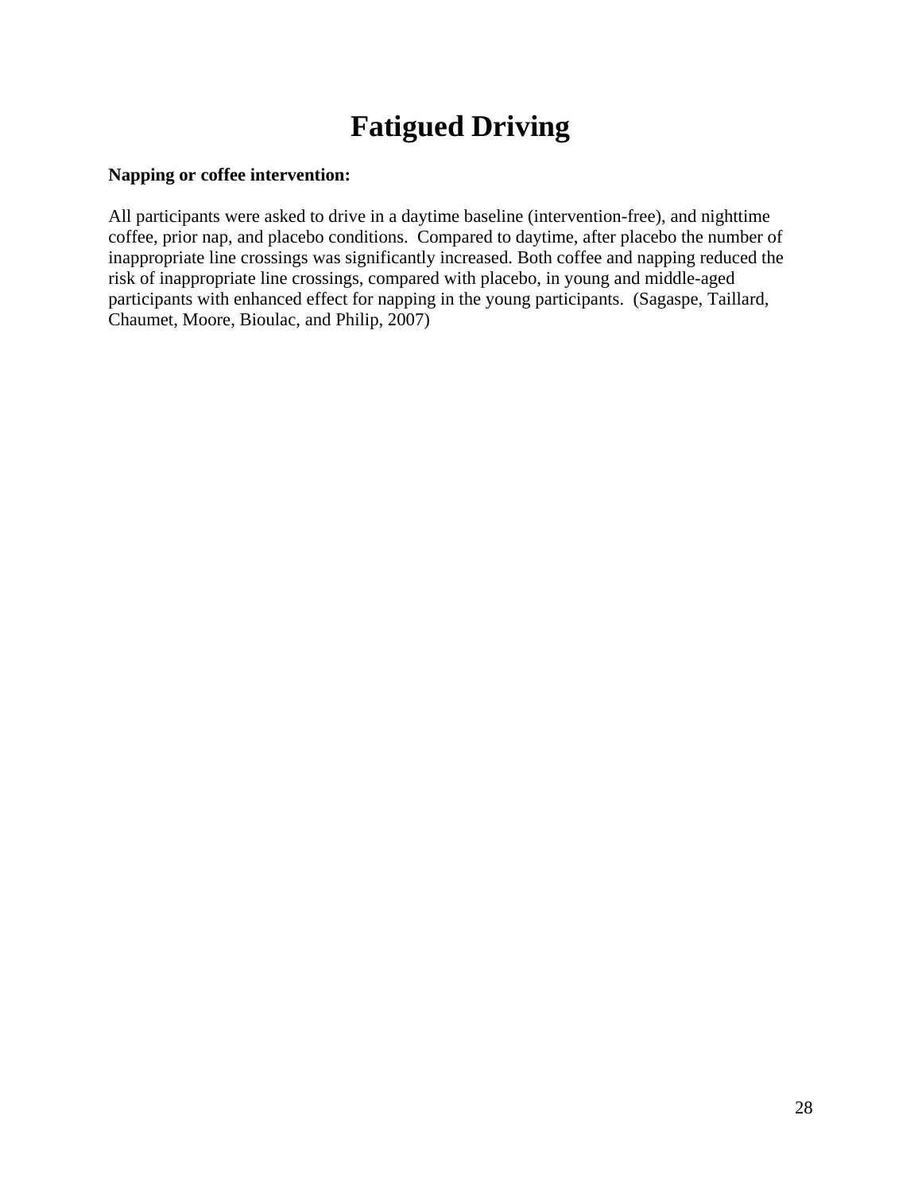# Fatigued Driving

**Napping or coffee intervention:**

All participants were asked to drive in a daytime baseline (intervention-free), and nighttime coffee, prior nap, and placebo conditions. Compared to daytime, after placebo the number of inappropriate line crossings was significantly increased. Both coffee and napping reduced the risk of inappropriate line crossings, compared with placebo, in young and middle-aged participants with enhanced effect for napping in the young participants. (Sagaspe, Taillard, Chaumet, Moore, Bioulac, and Philip, 2007)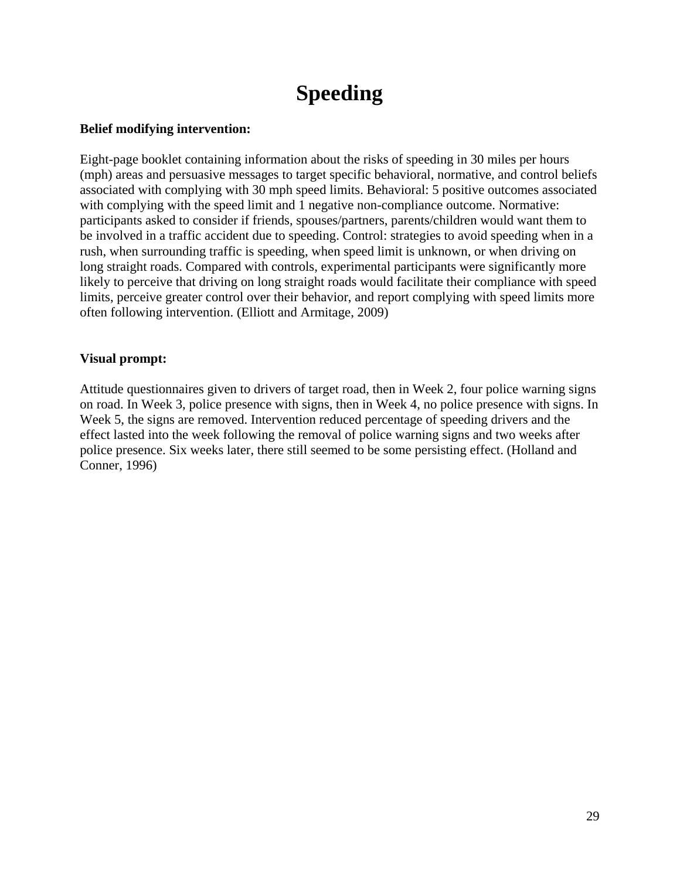# Speeding

**Belief modifying intervention:**

Eight-page booklet containing information about the risks of speeding in 30 miles per hours (mph) areas and persuasive messages to target specific behavioral, normative, and control beliefs associated with complying with 30 mph speed limits. Behavioral: 5 positive outcomes associated with complying with the speed limit and 1 negative non-compliance outcome. Normative: participants asked to consider if friends, spouses/partners, parents/children would want them to be involved in a traffic accident due to speeding. Control: strategies to avoid speeding when in a rush, when surrounding traffic is speeding, when speed limit is unknown, or when driving on long straight roads. Compared with controls, experimental participants were significantly more likely to perceive that driving on long straight roads would facilitate their compliance with speed limits, perceive greater control over their behavior, and report complying with speed limits more often following intervention. (Elliott and Armitage, 2009)

**Visual prompt:**

Attitude questionnaires given to drivers of target road, then in Week 2, four police warning signs on road. In Week 3, police presence with signs, then in Week 4, no police presence with signs. In Week 5, the signs are removed. Intervention reduced percentage of speeding drivers and the effect lasted into the week following the removal of police warning signs and two weeks after police presence. Six weeks later, there still seemed to be some persisting effect. (Holland and Conner, 1996)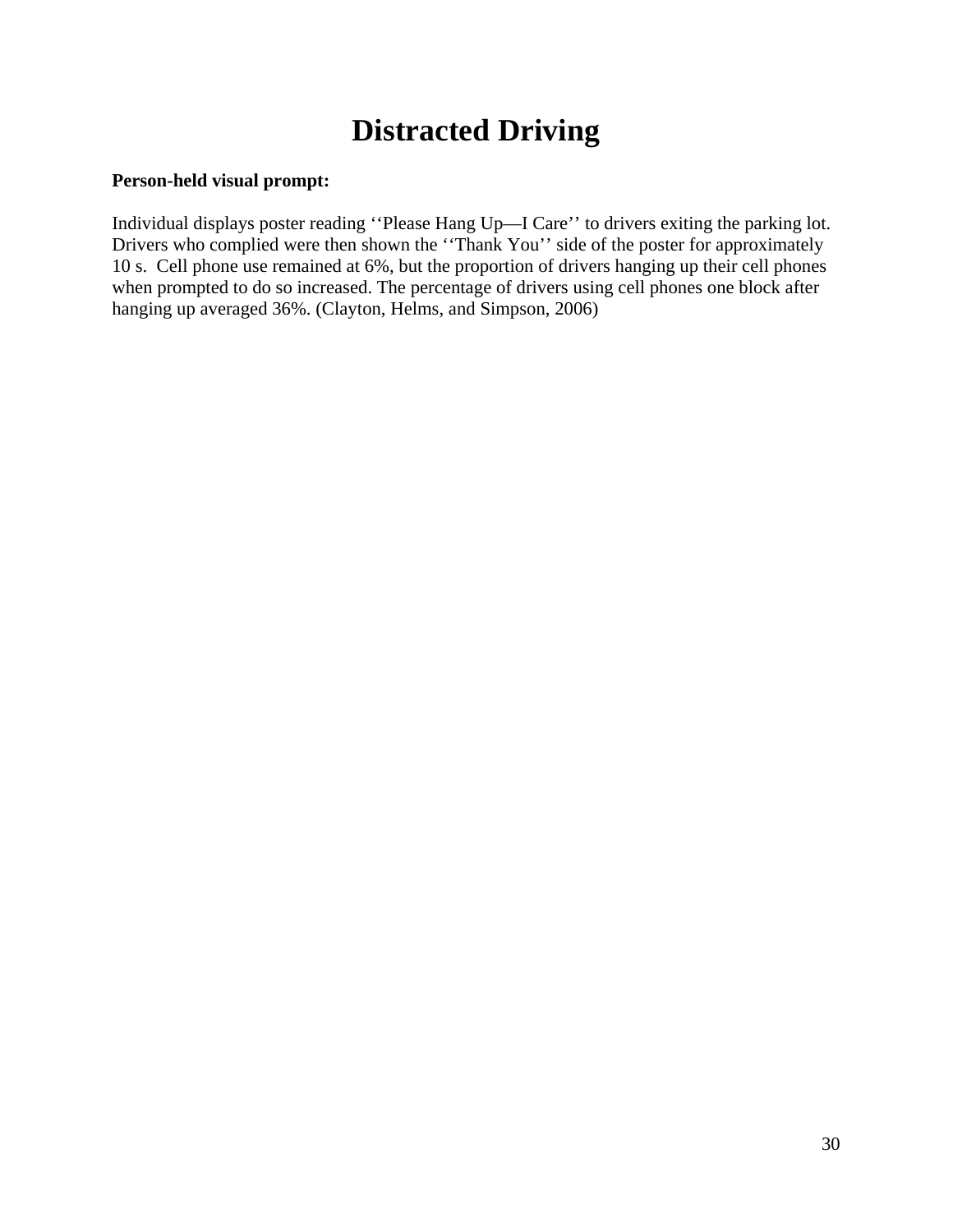# Distracted Driving

**Person-held visual prompt:**

Individual displays poster reading ‘‘Please Hang Up—I Care’’ to drivers exiting the parking lot. Drivers who complied were then shown the ‘‘Thank You’’ side of the poster for approximately 10 s. Cell phone use remained at 6%, but the proportion of drivers hanging up their cell phones when prompted to do so increased. The percentage of drivers using cell phones one block after hanging up averaged 36%. (Clayton, Helms, and Simpson, 2006)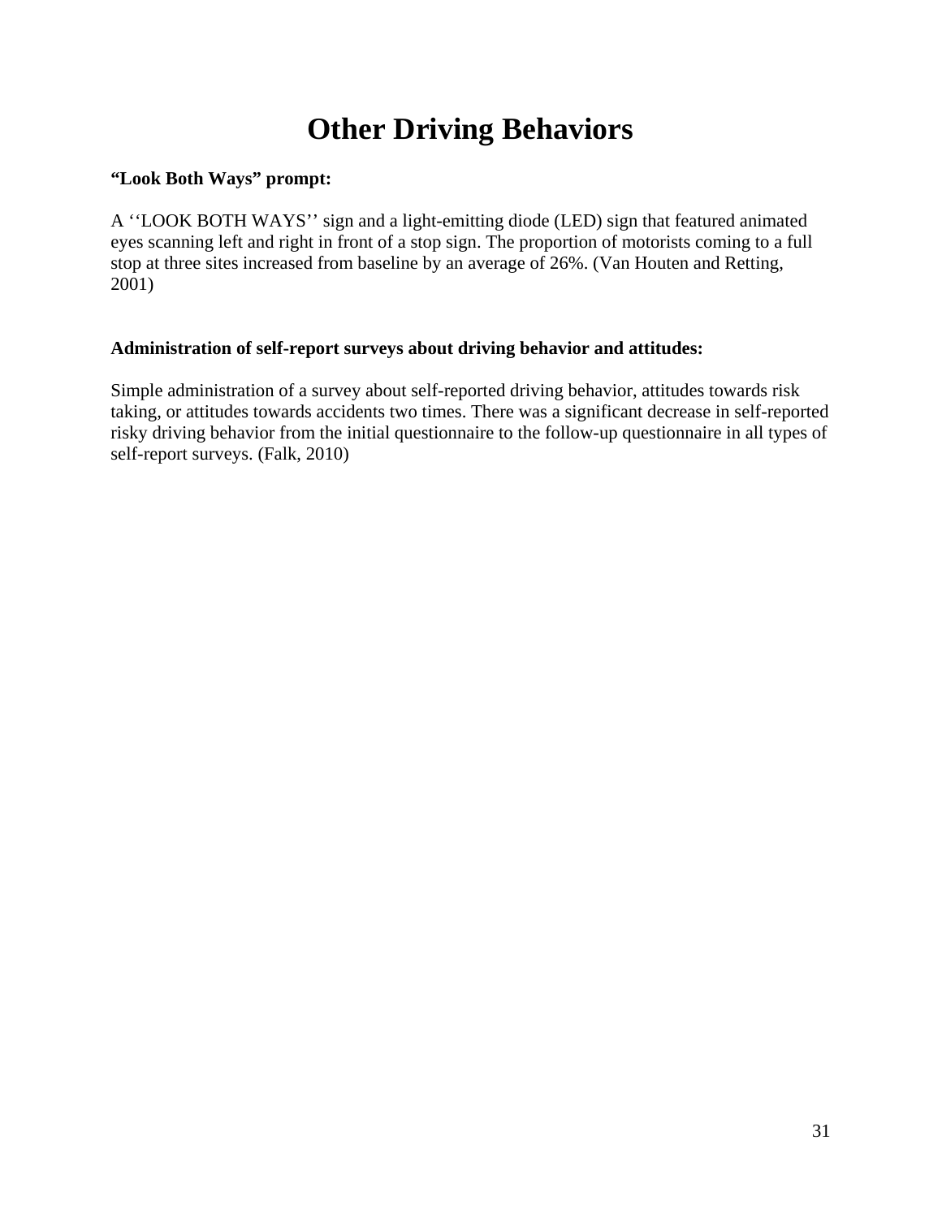# Other Driving Behaviors

**“Look Both Ways” prompt:**

A ‘‘LOOK BOTH WAYS’’ sign and a light-emitting diode (LED) sign that featured animated eyes scanning left and right in front of a stop sign. The proportion of motorists coming to a full stop at three sites increased from baseline by an average of 26%. (Van Houten and Retting, 2001)

**Administration of self-report surveys about driving behavior and attitudes:**

Simple administration of a survey about self-reported driving behavior, attitudes towards risk taking, or attitudes towards accidents two times. There was a significant decrease in self-reported risky driving behavior from the initial questionnaire to the follow-up questionnaire in all types of self-report surveys. (Falk, 2010)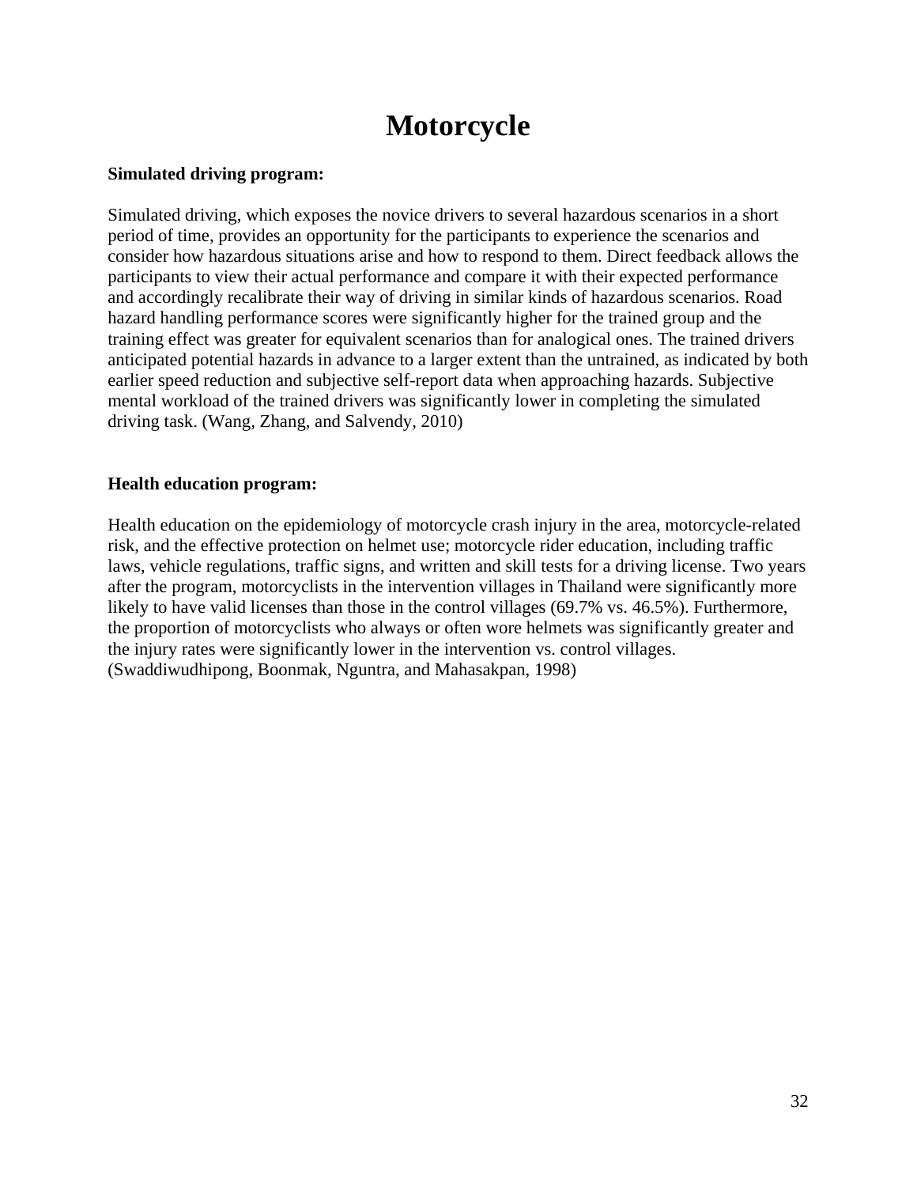# Motorcycle

**Simulated driving program:**

Simulated driving, which exposes the novice drivers to several hazardous scenarios in a short period of time, provides an opportunity for the participants to experience the scenarios and consider how hazardous situations arise and how to respond to them. Direct feedback allows the participants to view their actual performance and compare it with their expected performance and accordingly recalibrate their way of driving in similar kinds of hazardous scenarios. Road hazard handling performance scores were significantly higher for the trained group and the training effect was greater for equivalent scenarios than for analogical ones. The trained drivers anticipated potential hazards in advance to a larger extent than the untrained, as indicated by both earlier speed reduction and subjective self-report data when approaching hazards. Subjective mental workload of the trained drivers was significantly lower in completing the simulated driving task. (Wang, Zhang, and Salvendy, 2010)

**Health education program:**

Health education on the epidemiology of motorcycle crash injury in the area, motorcycle-related risk, and the effective protection on helmet use; motorcycle rider education, including traffic laws, vehicle regulations, traffic signs, and written and skill tests for a driving license. Two years after the program, motorcyclists in the intervention villages in Thailand were significantly more likely to have valid licenses than those in the control villages (69.7% vs. 46.5%). Furthermore, the proportion of motorcyclists who always or often wore helmets was significantly greater and the injury rates were significantly lower in the intervention vs. control villages. (Swaddiwudhipong, Boonmak, Nguntra, and Mahasakpan, 1998)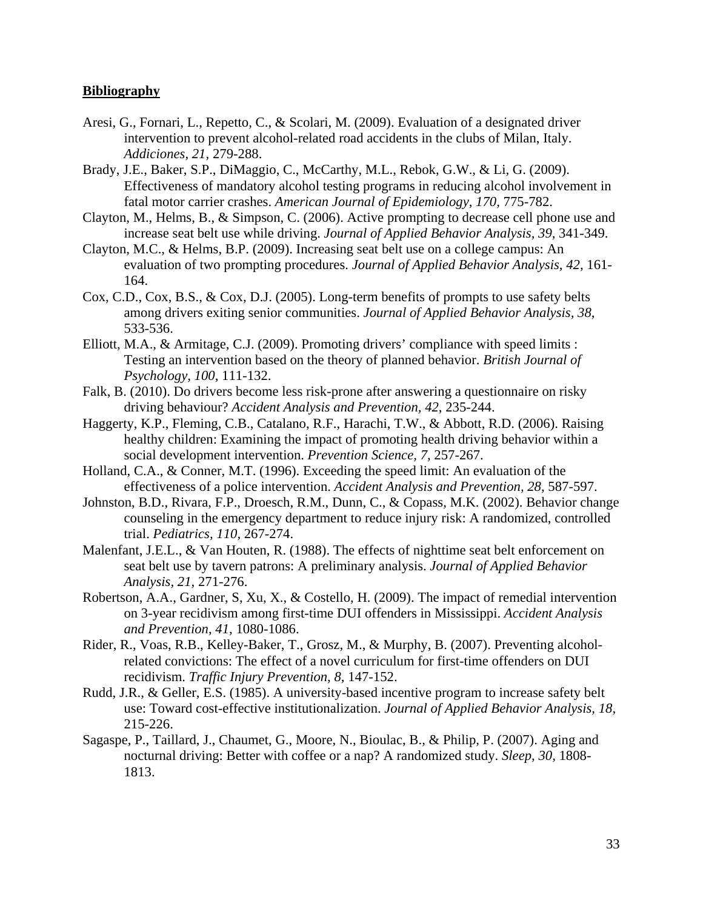**Bibliography**

Aresi, G., Fornari, L., Repetto, C., & Scolari, M. (2009). Evaluation of a designated driver intervention to prevent alcohol-related road accidents in the clubs of Milan, Italy. *Addiciones, 21*, 279-288.

Brady, J.E., Baker, S.P., DiMaggio, C., McCarthy, M.L., Rebok, G.W., & Li, G. (2009). Effectiveness of mandatory alcohol testing programs in reducing alcohol involvement in fatal motor carrier crashes. *American Journal of Epidemiology, 170,* 775-782.

Clayton, M., Helms, B., & Simpson, C. (2006). Active prompting to decrease cell phone use and increase seat belt use while driving. *Journal of Applied Behavior Analysis, 39,* 341-349.

Clayton, M.C., & Helms, B.P. (2009). Increasing seat belt use on a college campus: An evaluation of two prompting procedures. *Journal of Applied Behavior Analysis, 42,* 161-164.

Cox, C.D., Cox, B.S., & Cox, D.J. (2005). Long-term benefits of prompts to use safety belts among drivers exiting senior communities. *Journal of Applied Behavior Analysis, 38,* 533-536.

Elliott, M.A., & Armitage, C.J. (2009). Promoting drivers' compliance with speed limits : Testing an intervention based on the theory of planned behavior. *British Journal of Psychology, 100,* 111-132.

Falk, B. (2010). Do drivers become less risk-prone after answering a questionnaire on risky driving behaviour? *Accident Analysis and Prevention, 42,* 235-244.

Haggerty, K.P., Fleming, C.B., Catalano, R.F., Harachi, T.W., & Abbott, R.D. (2006). Raising healthy children: Examining the impact of promoting health driving behavior within a social development intervention. *Prevention Science, 7,* 257-267.

Holland, C.A., & Conner, M.T. (1996). Exceeding the speed limit: An evaluation of the effectiveness of a police intervention. *Accident Analysis and Prevention, 28,* 587-597.

Johnston, B.D., Rivara, F.P., Droesch, R.M., Dunn, C., & Copass, M.K. (2002). Behavior change counseling in the emergency department to reduce injury risk: A randomized, controlled trial. *Pediatrics, 110,* 267-274.

Malenfant, J.E.L., & Van Houten, R. (1988). The effects of nighttime seat belt enforcement on seat belt use by tavern patrons: A preliminary analysis. *Journal of Applied Behavior Analysis, 21,* 271-276.

Robertson, A.A., Gardner, S, Xu, X., & Costello, H. (2009). The impact of remedial intervention on 3-year recidivism among first-time DUI offenders in Mississippi. *Accident Analysis and Prevention, 41,* 1080-1086.

Rider, R., Voas, R.B., Kelley-Baker, T., Grosz, M., & Murphy, B. (2007). Preventing alcohol-related convictions: The effect of a novel curriculum for first-time offenders on DUI recidivism. *Traffic Injury Prevention, 8,* 147-152.

Rudd, J.R., & Geller, E.S. (1985). A university-based incentive program to increase safety belt use: Toward cost-effective institutionalization. *Journal of Applied Behavior Analysis, 18,* 215-226.

Sagaspe, P., Taillard, J., Chaumet, G., Moore, N., Bioulac, B., & Philip, P. (2007). Aging and nocturnal driving: Better with coffee or a nap? A randomized study. *Sleep, 30,* 1808-1813.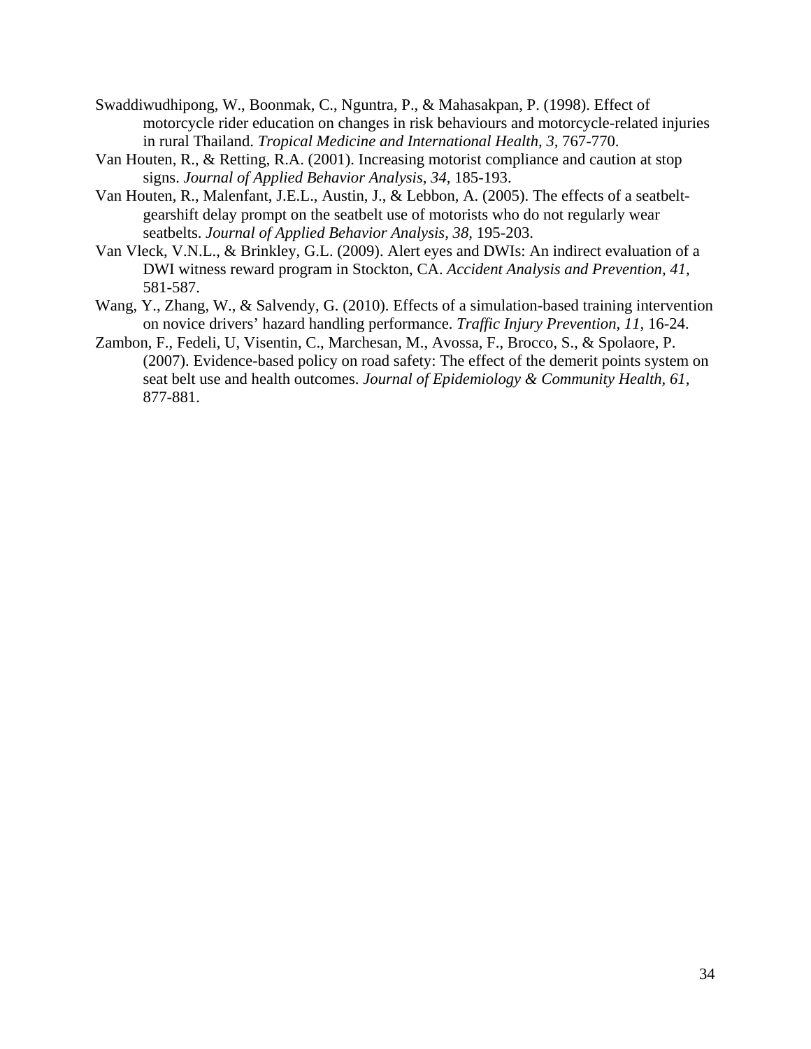Swaddiwudhipong, W., Boonmak, C., Nguntra, P., & Mahasakpan, P. (1998). Effect of motorcycle rider education on changes in risk behaviours and motorcycle-related injuries in rural Thailand. *Tropical Medicine and International Health, 3*, 767-770.

Van Houten, R., & Retting, R.A. (2001). Increasing motorist compliance and caution at stop signs. *Journal of Applied Behavior Analysis, 34*, 185-193.

Van Houten, R., Malenfant, J.E.L., Austin, J., & Lebbon, A. (2005). The effects of a seatbelt-gearshift delay prompt on the seatbelt use of motorists who do not regularly wear seatbelts. *Journal of Applied Behavior Analysis, 38*, 195-203.

Van Vleck, V.N.L., & Brinkley, G.L. (2009). Alert eyes and DWIs: An indirect evaluation of a DWI witness reward program in Stockton, CA. *Accident Analysis and Prevention, 41*, 581-587.

Wang, Y., Zhang, W., & Salvendy, G. (2010). Effects of a simulation-based training intervention on novice drivers' hazard handling performance. *Traffic Injury Prevention, 11*, 16-24.

Zambon, F., Fedeli, U, Visentin, C., Marchesan, M., Avossa, F., Brocco, S., & Spolaore, P. (2007). Evidence-based policy on road safety: The effect of the demerit points system on seat belt use and health outcomes. *Journal of Epidemiology & Community Health, 61*, 877-881.